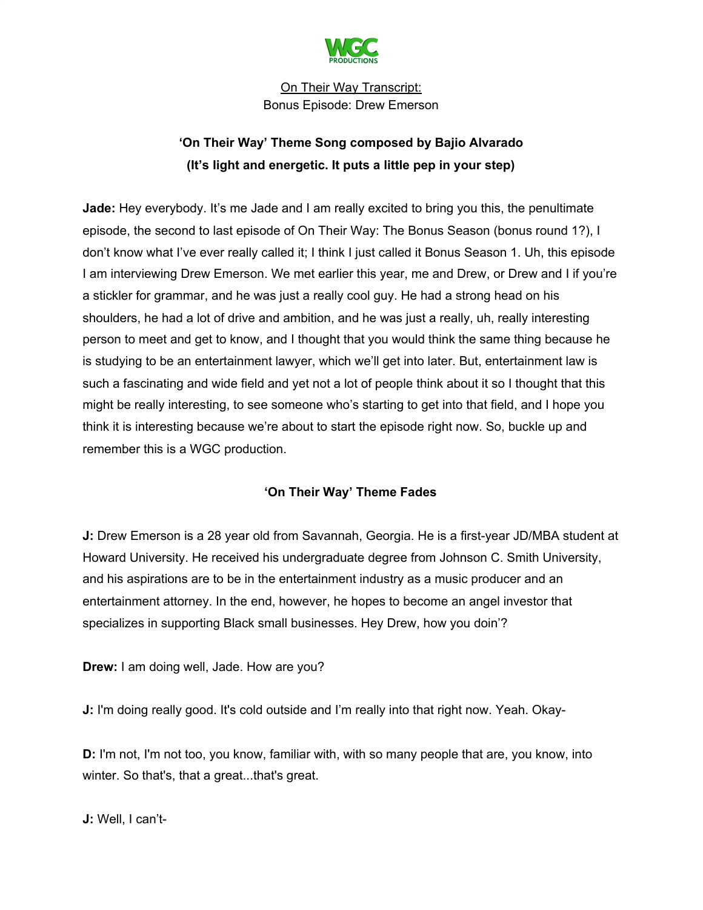WGC PRODUCTIONS

On Their Way Transcript:
Bonus Episode: Drew Emerson

**'On Their Way' Theme Song composed by Bajio Alvarado**
**(It's light and energetic. It puts a little pep in your step)**

**Jade:** Hey everybody. It's me Jade and I am really excited to bring you this, the penultimate episode, the second to last episode of On Their Way: The Bonus Season (bonus round 1?), I don't know what I've ever really called it; I think I just called it Bonus Season 1. Uh, this episode I am interviewing Drew Emerson. We met earlier this year, me and Drew, or Drew and I if you're a stickler for grammar, and he was just a really cool guy. He had a strong head on his shoulders, he had a lot of drive and ambition, and he was just a really, uh, really interesting person to meet and get to know, and I thought that you would think the same thing because he is studying to be an entertainment lawyer, which we'll get into later. But, entertainment law is such a fascinating and wide field and yet not a lot of people think about it so I thought that this might be really interesting, to see someone who's starting to get into that field, and I hope you think it is interesting because we're about to start the episode right now. So, buckle up and remember this is a WGC production.

**'On Their Way' Theme Fades**

**J:** Drew Emerson is a 28 year old from Savannah, Georgia. He is a first-year JD/MBA student at Howard University. He received his undergraduate degree from Johnson C. Smith University, and his aspirations are to be in the entertainment industry as a music producer and an entertainment attorney. In the end, however, he hopes to become an angel investor that specializes in supporting Black small businesses. Hey Drew, how you doin'?

**Drew:** I am doing well, Jade. How are you?

**J:** I'm doing really good. It's cold outside and I'm really into that right now. Yeah. Okay-

**D:** I'm not, I'm not too, you know, familiar with, with so many people that are, you know, into winter. So that's, that a great...that's great.

**J:** Well, I can't-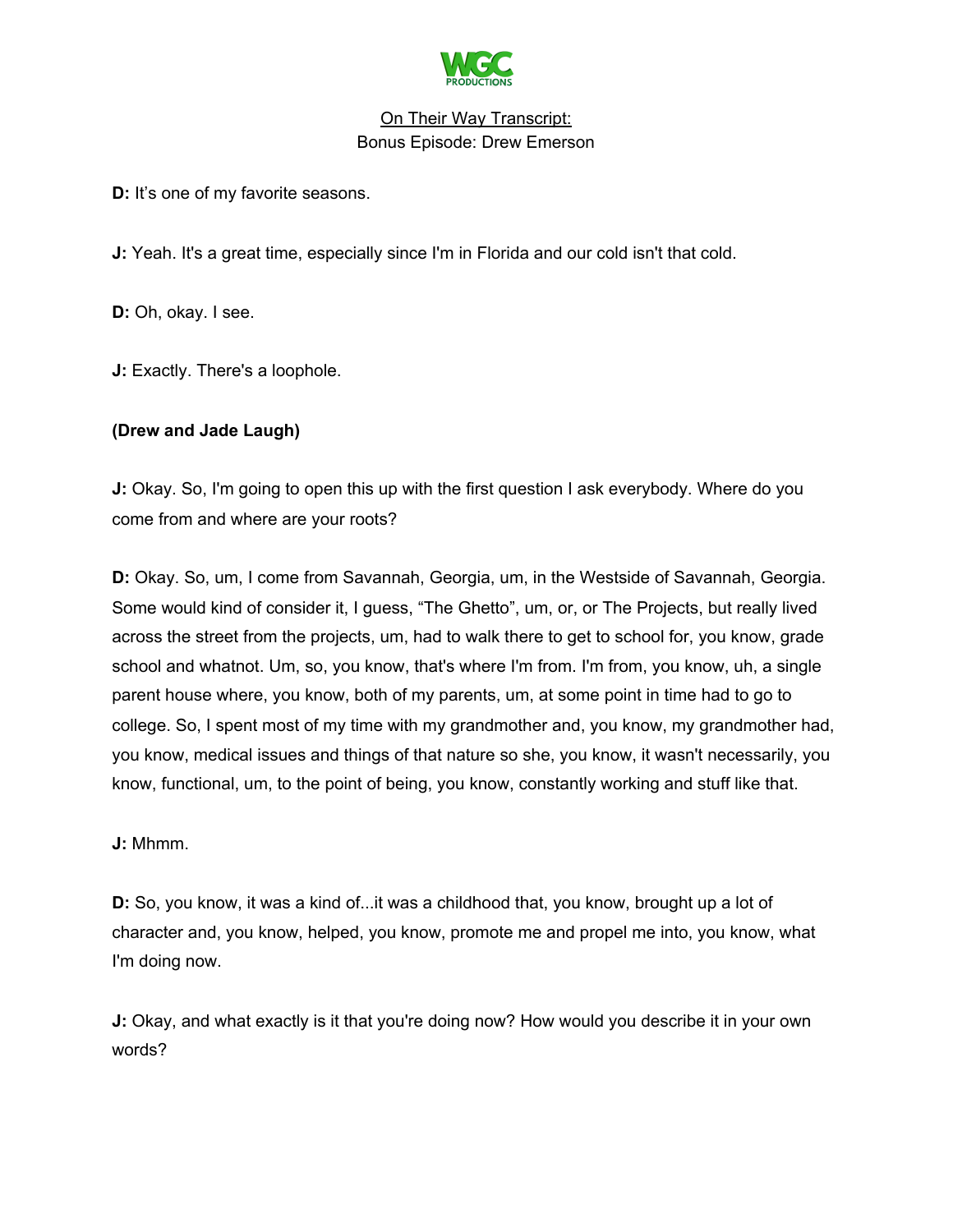**D:** It's one of my favorite seasons.

**J:** Yeah. It's a great time, especially since I'm in Florida and our cold isn't that cold.

**D:** Oh, okay. I see.

**J:** Exactly. There's a loophole.

**(Drew and Jade Laugh)**

**J:** Okay. So, I'm going to open this up with the first question I ask everybody. Where do you come from and where are your roots?

**D:** Okay. So, um, I come from Savannah, Georgia, um, in the Westside of Savannah, Georgia. Some would kind of consider it, I guess, "The Ghetto", um, or, or The Projects, but really lived across the street from the projects, um, had to walk there to get to school for, you know, grade school and whatnot. Um, so, you know, that's where I'm from. I'm from, you know, uh, a single parent house where, you know, both of my parents, um, at some point in time had to go to college. So, I spent most of my time with my grandmother and, you know, my grandmother had, you know, medical issues and things of that nature so she, you know, it wasn't necessarily, you know, functional, um, to the point of being, you know, constantly working and stuff like that.

**J:** Mhmm.

**D:** So, you know, it was a kind of...it was a childhood that, you know, brought up a lot of character and, you know, helped, you know, promote me and propel me into, you know, what I'm doing now.

**J:** Okay, and what exactly is it that you're doing now? How would you describe it in your own words?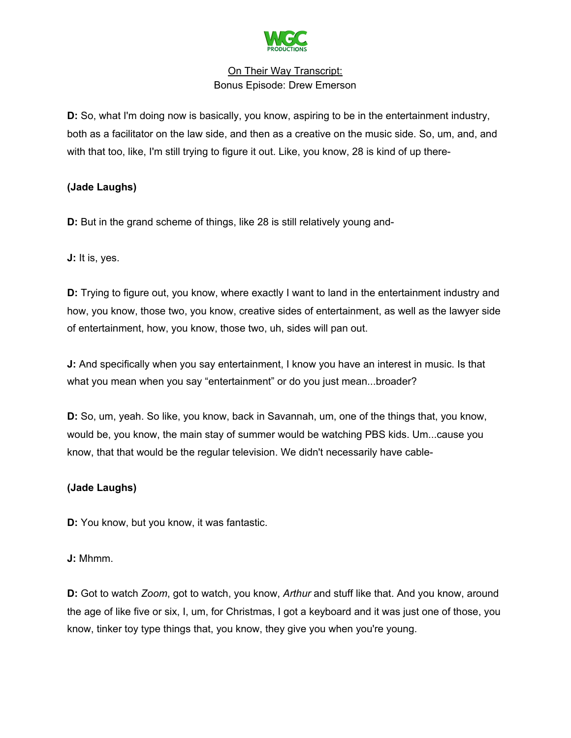**D:** So, what I'm doing now is basically, you know, aspiring to be in the entertainment industry, both as a facilitator on the law side, and then as a creative on the music side. So, um, and, and with that too, like, I'm still trying to figure it out. Like, you know, 28 is kind of up there-

**(Jade Laughs)**

**D:** But in the grand scheme of things, like 28 is still relatively young and-

**J:** It is, yes.

**D:** Trying to figure out, you know, where exactly I want to land in the entertainment industry and how, you know, those two, you know, creative sides of entertainment, as well as the lawyer side of entertainment, how, you know, those two, uh, sides will pan out.

**J:** And specifically when you say entertainment, I know you have an interest in music. Is that what you mean when you say "entertainment" or do you just mean...broader?

**D:** So, um, yeah. So like, you know, back in Savannah, um, one of the things that, you know, would be, you know, the main stay of summer would be watching PBS kids. Um...cause you know, that that would be the regular television. We didn't necessarily have cable-

**(Jade Laughs)**

**D:** You know, but you know, it was fantastic.

**J:** Mhmm.

**D:** Got to watch *Zoom*, got to watch, you know, *Arthur* and stuff like that. And you know, around the age of like five or six, I, um, for Christmas, I got a keyboard and it was just one of those, you know, tinker toy type things that, you know, they give you when you're young.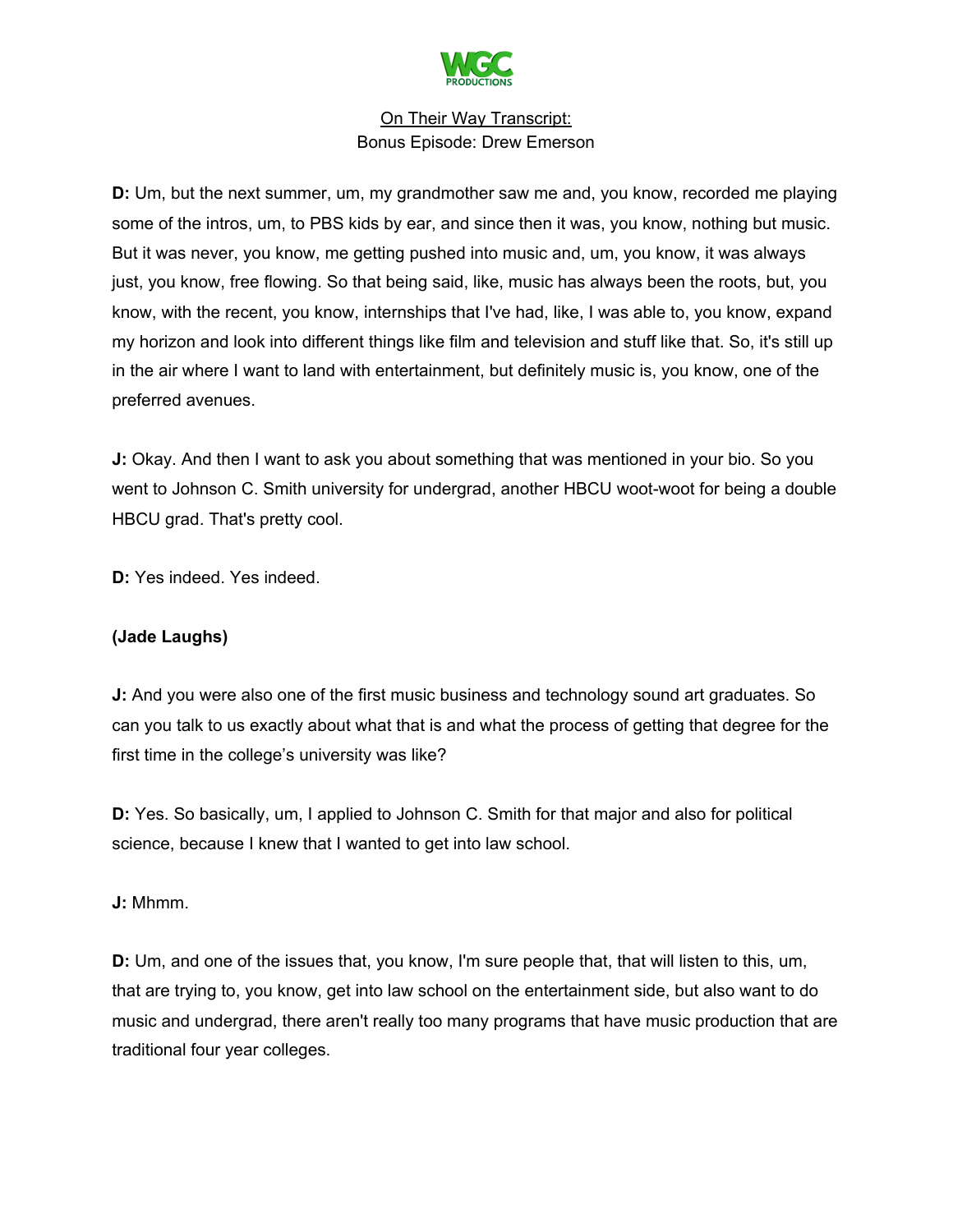**D:** Um, but the next summer, um, my grandmother saw me and, you know, recorded me playing some of the intros, um, to PBS kids by ear, and since then it was, you know, nothing but music. But it was never, you know, me getting pushed into music and, um, you know, it was always just, you know, free flowing. So that being said, like, music has always been the roots, but, you know, with the recent, you know, internships that I've had, like, I was able to, you know, expand my horizon and look into different things like film and television and stuff like that. So, it's still up in the air where I want to land with entertainment, but definitely music is, you know, one of the preferred avenues.

**J:** Okay. And then I want to ask you about something that was mentioned in your bio. So you went to Johnson C. Smith university for undergrad, another HBCU woot-woot for being a double HBCU grad. That's pretty cool.

**D:** Yes indeed. Yes indeed.

**(Jade Laughs)**

**J:** And you were also one of the first music business and technology sound art graduates. So can you talk to us exactly about what that is and what the process of getting that degree for the first time in the college's university was like?

**D:** Yes. So basically, um, I applied to Johnson C. Smith for that major and also for political science, because I knew that I wanted to get into law school.

**J:** Mhmm.

**D:** Um, and one of the issues that, you know, I'm sure people that, that will listen to this, um, that are trying to, you know, get into law school on the entertainment side, but also want to do music and undergrad, there aren't really too many programs that have music production that are traditional four year colleges.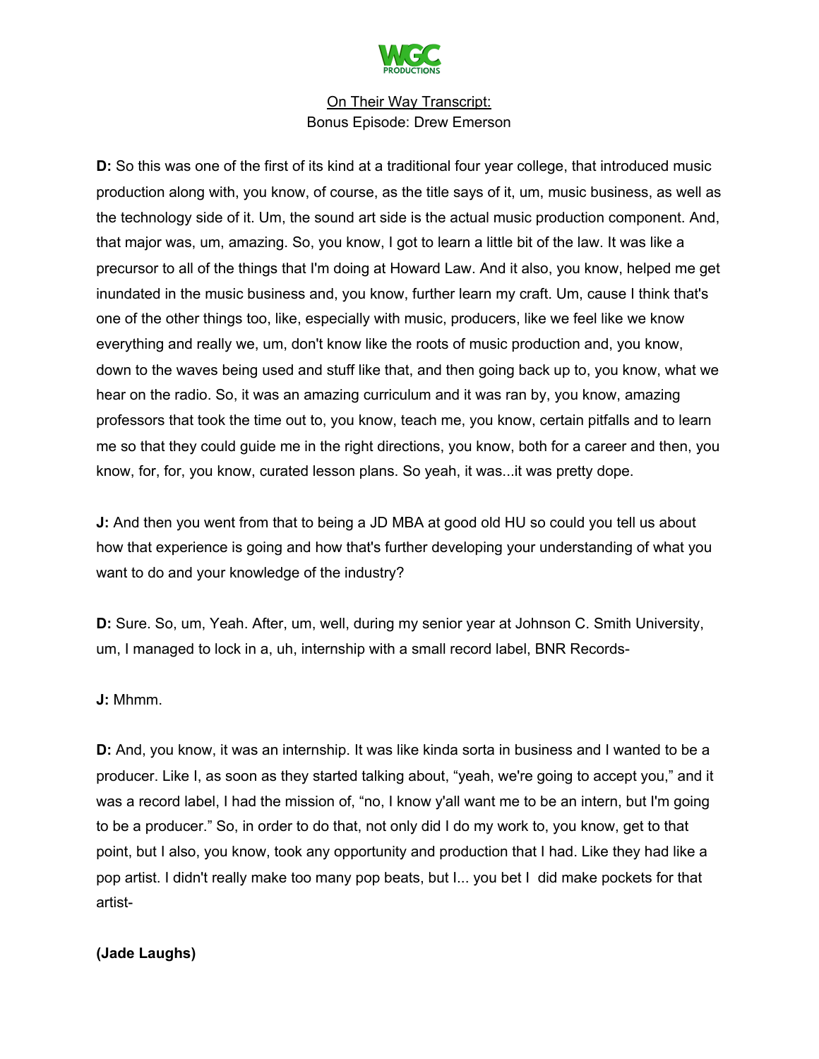**D:** So this was one of the first of its kind at a traditional four year college, that introduced music production along with, you know, of course, as the title says of it, um, music business, as well as the technology side of it. Um, the sound art side is the actual music production component. And, that major was, um, amazing. So, you know, I got to learn a little bit of the law. It was like a precursor to all of the things that I'm doing at Howard Law. And it also, you know, helped me get inundated in the music business and, you know, further learn my craft. Um, cause I think that's one of the other things too, like, especially with music, producers, like we feel like we know everything and really we, um, don't know like the roots of music production and, you know, down to the waves being used and stuff like that, and then going back up to, you know, what we hear on the radio. So, it was an amazing curriculum and it was ran by, you know, amazing professors that took the time out to, you know, teach me, you know, certain pitfalls and to learn me so that they could guide me in the right directions, you know, both for a career and then, you know, for, for, you know, curated lesson plans. So yeah, it was...it was pretty dope.

**J:** And then you went from that to being a JD MBA at good old HU so could you tell us about how that experience is going and how that's further developing your understanding of what you want to do and your knowledge of the industry?

**D:** Sure. So, um, Yeah. After, um, well, during my senior year at Johnson C. Smith University, um, I managed to lock in a, uh, internship with a small record label, BNR Records-

**J:** Mhmm.

**D:** And, you know, it was an internship. It was like kinda sorta in business and I wanted to be a producer. Like I, as soon as they started talking about, "yeah, we're going to accept you," and it was a record label, I had the mission of, "no, I know y'all want me to be an intern, but I'm going to be a producer." So, in order to do that, not only did I do my work to, you know, get to that point, but I also, you know, took any opportunity and production that I had. Like they had like a pop artist. I didn't really make too many pop beats, but I... you bet I did make pockets for that artist-

**(Jade Laughs)**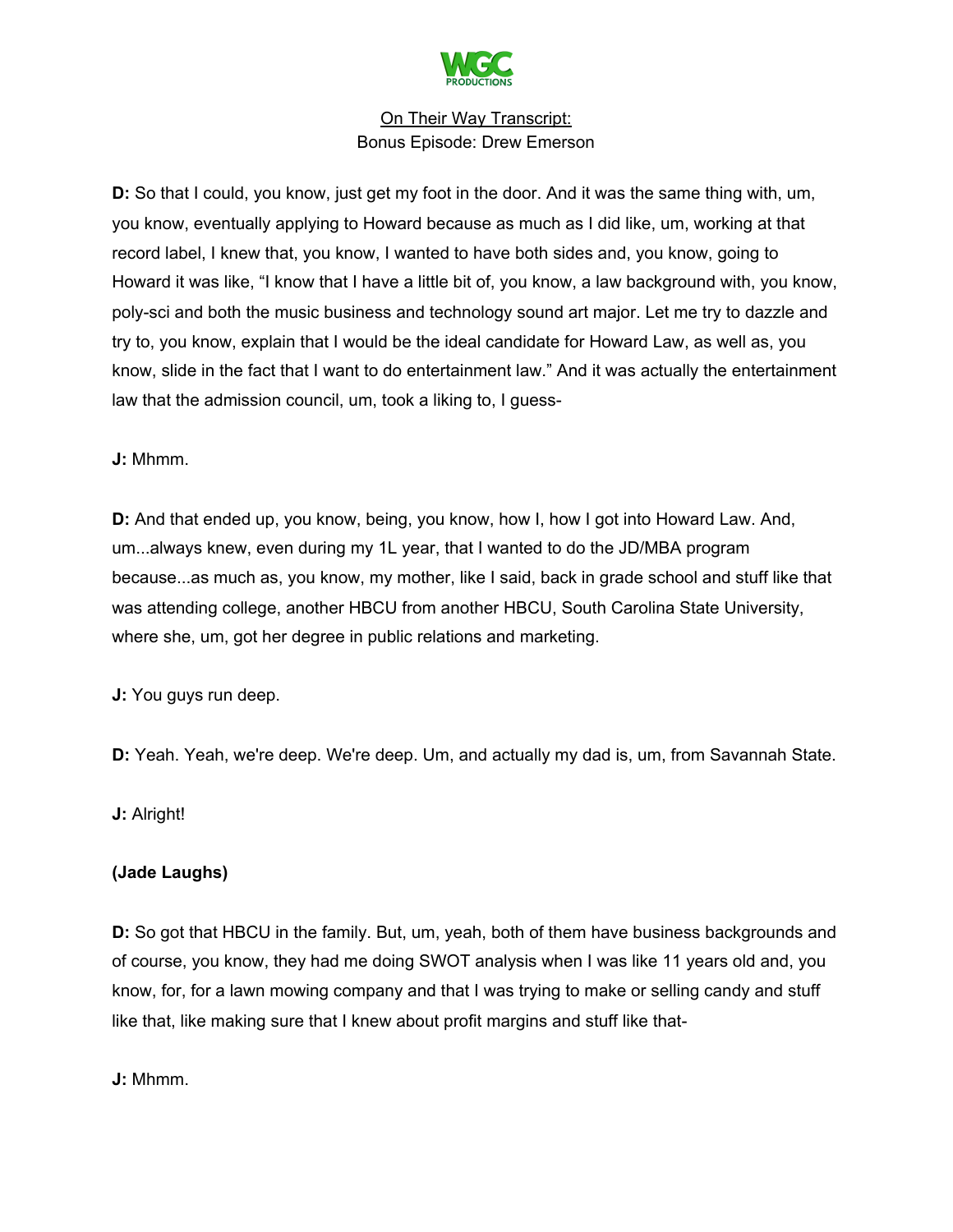**D:** So that I could, you know, just get my foot in the door. And it was the same thing with, um, you know, eventually applying to Howard because as much as I did like, um, working at that record label, I knew that, you know, I wanted to have both sides and, you know, going to Howard it was like, "I know that I have a little bit of, you know, a law background with, you know, poly-sci and both the music business and technology sound art major. Let me try to dazzle and try to, you know, explain that I would be the ideal candidate for Howard Law, as well as, you know, slide in the fact that I want to do entertainment law." And it was actually the entertainment law that the admission council, um, took a liking to, I guess-

**J:** Mhmm.

**D:** And that ended up, you know, being, you know, how I, how I got into Howard Law. And, um...always knew, even during my 1L year, that I wanted to do the JD/MBA program because...as much as, you know, my mother, like I said, back in grade school and stuff like that was attending college, another HBCU from another HBCU, South Carolina State University, where she, um, got her degree in public relations and marketing.

**J:** You guys run deep.

**D:** Yeah. Yeah, we're deep. We're deep. Um, and actually my dad is, um, from Savannah State.

**J:** Alright!

**(Jade Laughs)**

**D:** So got that HBCU in the family. But, um, yeah, both of them have business backgrounds and of course, you know, they had me doing SWOT analysis when I was like 11 years old and, you know, for, for a lawn mowing company and that I was trying to make or selling candy and stuff like that, like making sure that I knew about profit margins and stuff like that-

**J:** Mhmm.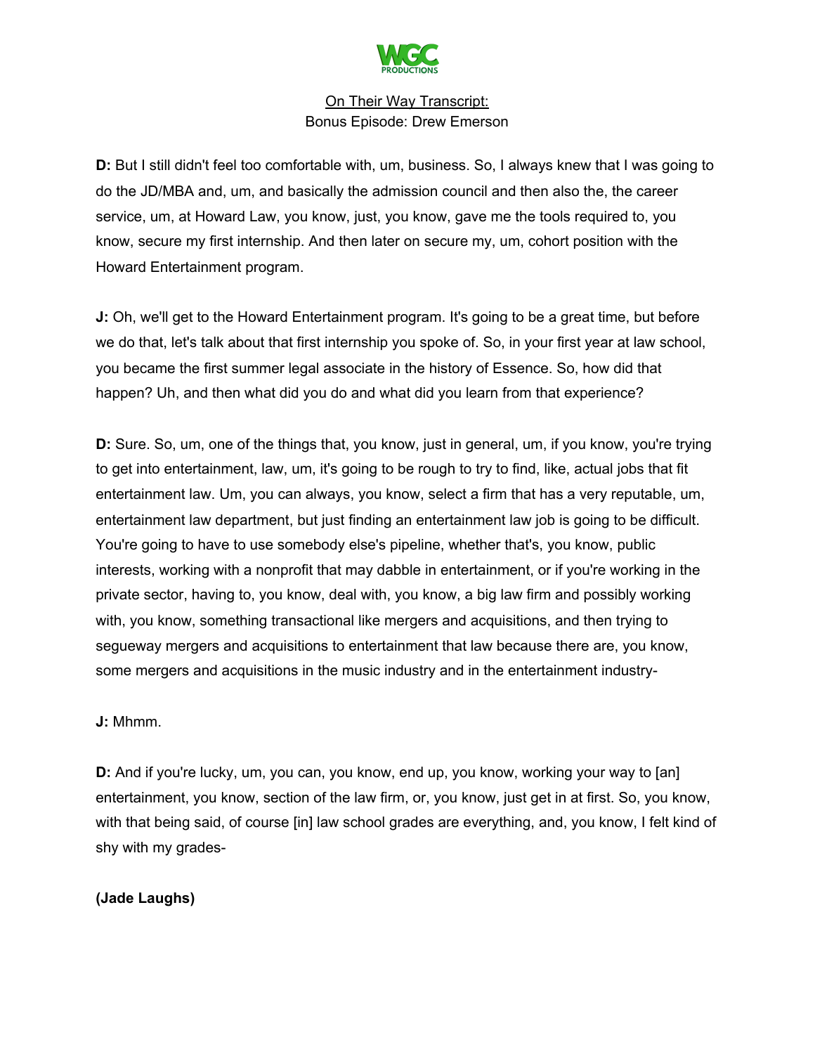**D:** But I still didn't feel too comfortable with, um, business. So, I always knew that I was going to do the JD/MBA and, um, and basically the admission council and then also the, the career service, um, at Howard Law, you know, just, you know, gave me the tools required to, you know, secure my first internship. And then later on secure my, um, cohort position with the Howard Entertainment program.

**J:** Oh, we'll get to the Howard Entertainment program. It's going to be a great time, but before we do that, let's talk about that first internship you spoke of. So, in your first year at law school, you became the first summer legal associate in the history of Essence. So, how did that happen? Uh, and then what did you do and what did you learn from that experience?

**D:** Sure. So, um, one of the things that, you know, just in general, um, if you know, you're trying to get into entertainment, law, um, it's going to be rough to try to find, like, actual jobs that fit entertainment law. Um, you can always, you know, select a firm that has a very reputable, um, entertainment law department, but just finding an entertainment law job is going to be difficult. You're going to have to use somebody else's pipeline, whether that's, you know, public interests, working with a nonprofit that may dabble in entertainment, or if you're working in the private sector, having to, you know, deal with, you know, a big law firm and possibly working with, you know, something transactional like mergers and acquisitions, and then trying to segueway mergers and acquisitions to entertainment that law because there are, you know, some mergers and acquisitions in the music industry and in the entertainment industry-

**J:** Mhmm.

**D:** And if you're lucky, um, you can, you know, end up, you know, working your way to [an] entertainment, you know, section of the law firm, or, you know, just get in at first. So, you know, with that being said, of course [in] law school grades are everything, and, you know, I felt kind of shy with my grades-

**(Jade Laughs)**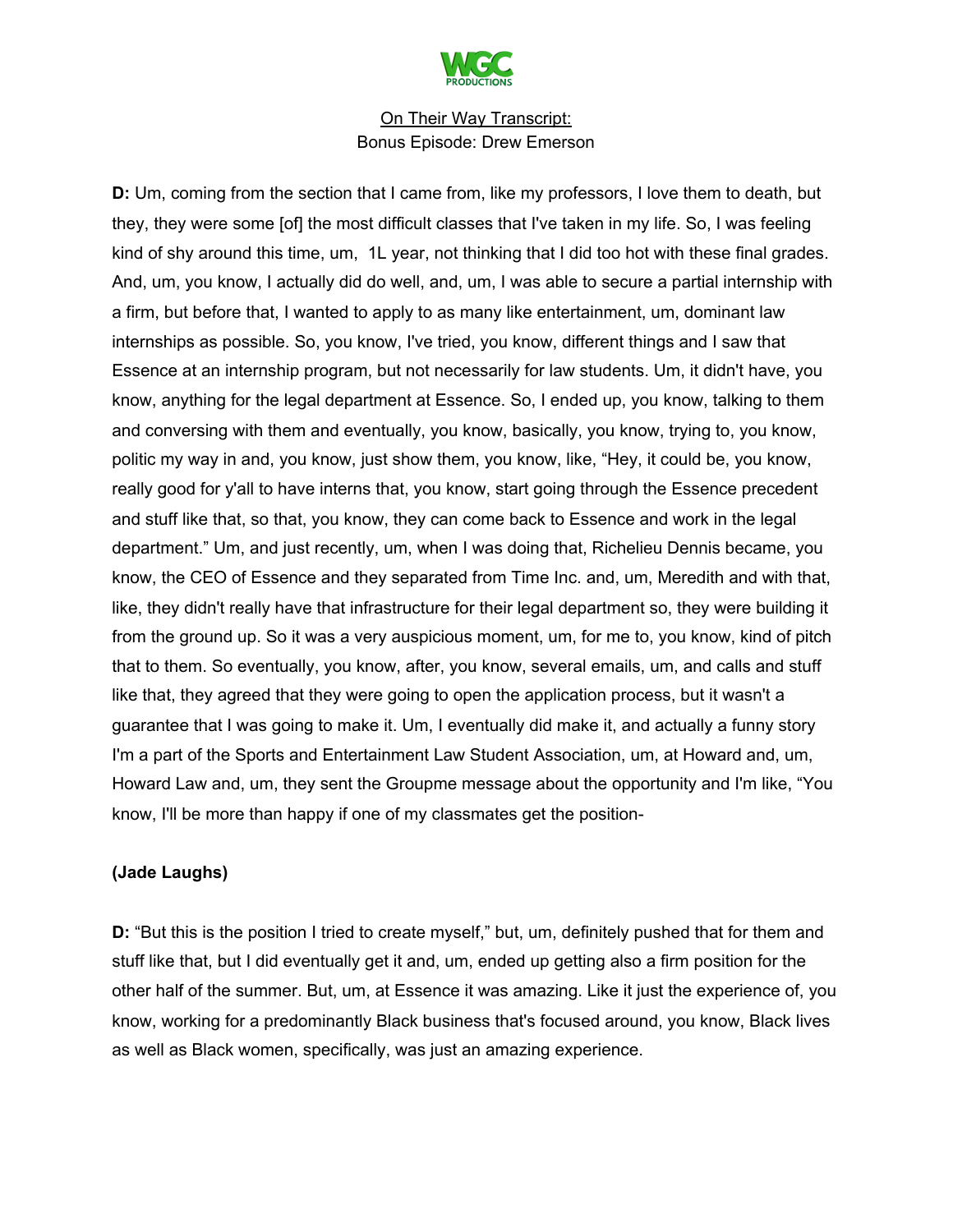On Their Way Transcript:
Bonus Episode: Drew Emerson

**D:** Um, coming from the section that I came from, like my professors, I love them to death, but they, they were some [of] the most difficult classes that I've taken in my life. So, I was feeling kind of shy around this time, um, 1L year, not thinking that I did too hot with these final grades. And, um, you know, I actually did do well, and, um, I was able to secure a partial internship with a firm, but before that, I wanted to apply to as many like entertainment, um, dominant law internships as possible. So, you know, I've tried, you know, different things and I saw that Essence at an internship program, but not necessarily for law students. Um, it didn't have, you know, anything for the legal department at Essence. So, I ended up, you know, talking to them and conversing with them and eventually, you know, basically, you know, trying to, you know, politic my way in and, you know, just show them, you know, like, "Hey, it could be, you know, really good for y'all to have interns that, you know, start going through the Essence precedent and stuff like that, so that, you know, they can come back to Essence and work in the legal department." Um, and just recently, um, when I was doing that, Richelieu Dennis became, you know, the CEO of Essence and they separated from Time Inc. and, um, Meredith and with that, like, they didn't really have that infrastructure for their legal department so, they were building it from the ground up. So it was a very auspicious moment, um, for me to, you know, kind of pitch that to them. So eventually, you know, after, you know, several emails, um, and calls and stuff like that, they agreed that they were going to open the application process, but it wasn't a guarantee that I was going to make it. Um, I eventually did make it, and actually a funny story I'm a part of the Sports and Entertainment Law Student Association, um, at Howard and, um, Howard Law and, um, they sent the Groupme message about the opportunity and I'm like, "You know, I'll be more than happy if one of my classmates get the position-

**(Jade Laughs)**

**D:** "But this is the position I tried to create myself," but, um, definitely pushed that for them and stuff like that, but I did eventually get it and, um, ended up getting also a firm position for the other half of the summer. But, um, at Essence it was amazing. Like it just the experience of, you know, working for a predominantly Black business that's focused around, you know, Black lives as well as Black women, specifically, was just an amazing experience.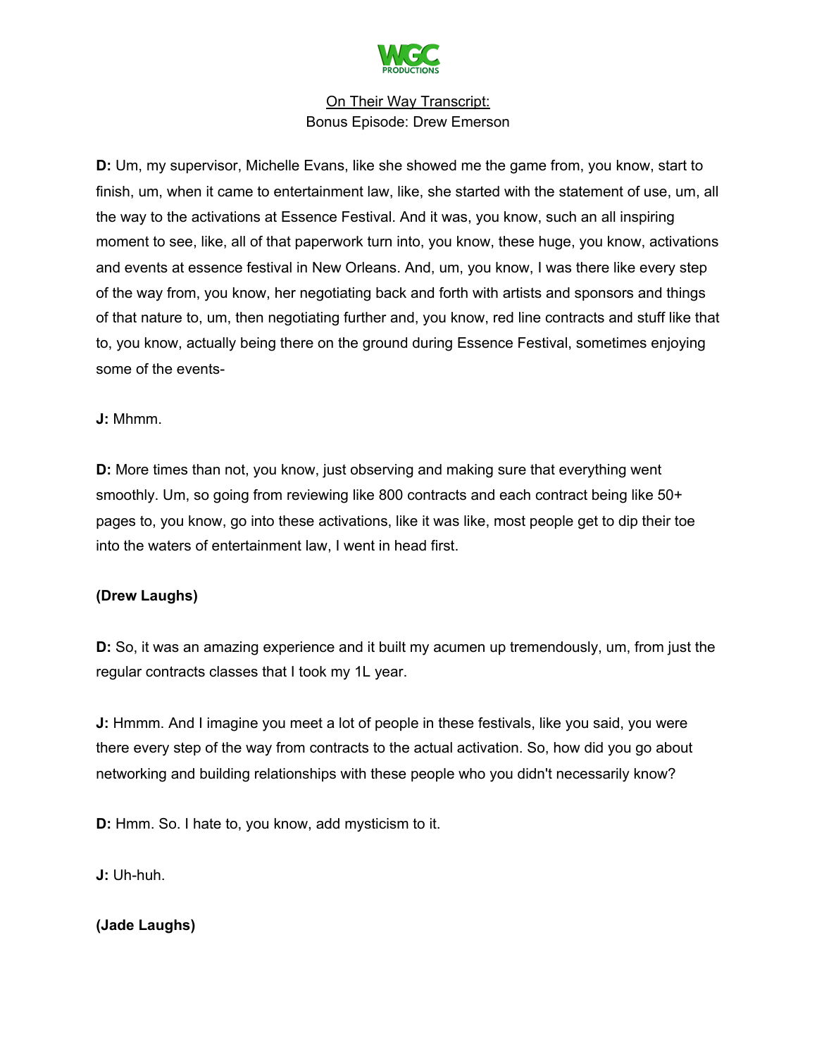**D:** Um, my supervisor, Michelle Evans, like she showed me the game from, you know, start to finish, um, when it came to entertainment law, like, she started with the statement of use, um, all the way to the activations at Essence Festival. And it was, you know, such an all inspiring moment to see, like, all of that paperwork turn into, you know, these huge, you know, activations and events at essence festival in New Orleans. And, um, you know, I was there like every step of the way from, you know, her negotiating back and forth with artists and sponsors and things of that nature to, um, then negotiating further and, you know, red line contracts and stuff like that to, you know, actually being there on the ground during Essence Festival, sometimes enjoying some of the events-

**J:** Mhmm.

**D:** More times than not, you know, just observing and making sure that everything went smoothly. Um, so going from reviewing like 800 contracts and each contract being like 50+ pages to, you know, go into these activations, like it was like, most people get to dip their toe into the waters of entertainment law, I went in head first.

**(Drew Laughs)**

**D:** So, it was an amazing experience and it built my acumen up tremendously, um, from just the regular contracts classes that I took my 1L year.

**J:** Hmmm. And I imagine you meet a lot of people in these festivals, like you said, you were there every step of the way from contracts to the actual activation. So, how did you go about networking and building relationships with these people who you didn't necessarily know?

**D:** Hmm. So. I hate to, you know, add mysticism to it.

**J:** Uh-huh.

**(Jade Laughs)**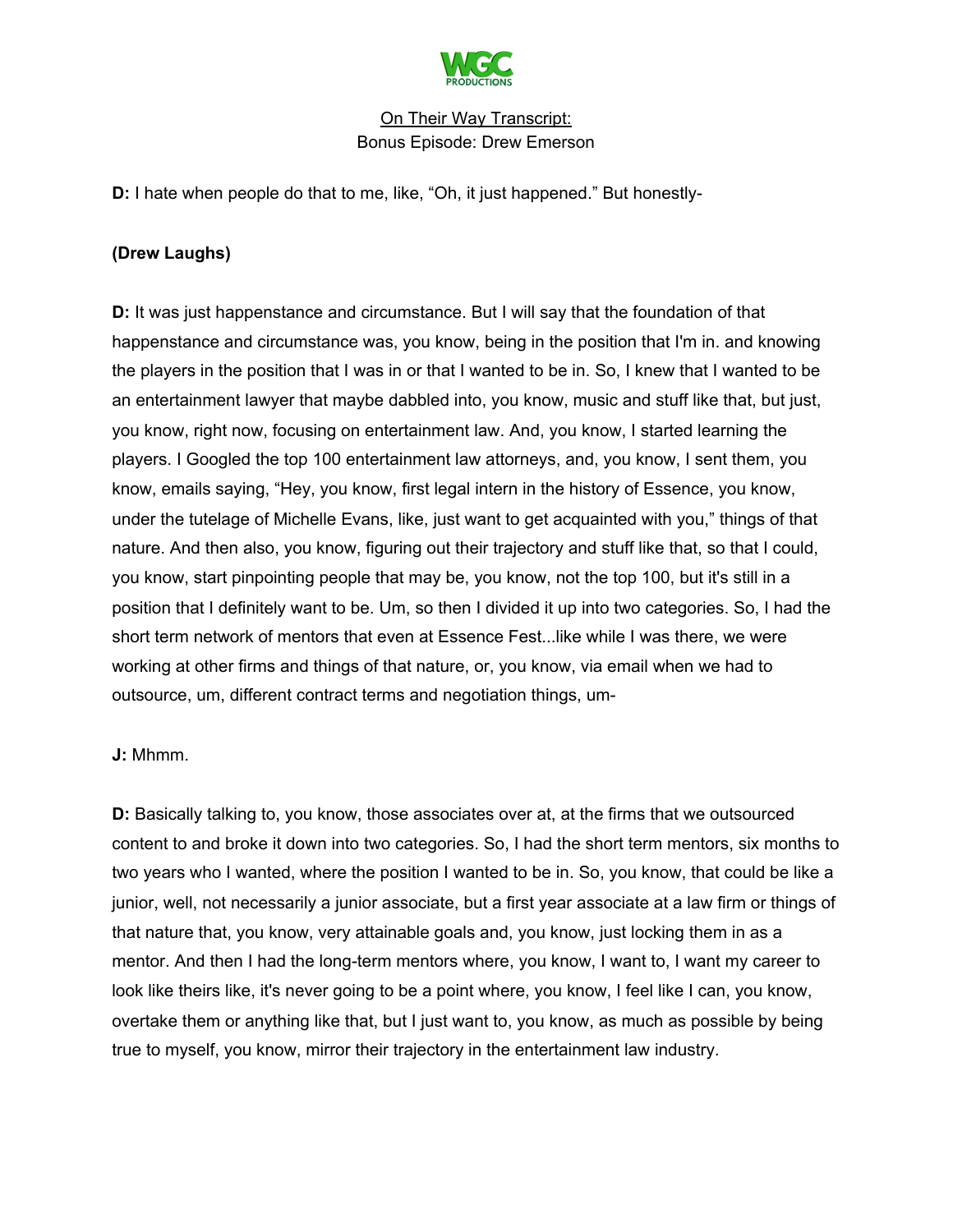**D:** I hate when people do that to me, like, “Oh, it just happened.” But honestly-

**(Drew Laughs)**

**D:** It was just happenstance and circumstance. But I will say that the foundation of that happenstance and circumstance was, you know, being in the position that I'm in. and knowing the players in the position that I was in or that I wanted to be in. So, I knew that I wanted to be an entertainment lawyer that maybe dabbled into, you know, music and stuff like that, but just, you know, right now, focusing on entertainment law. And, you know, I started learning the players. I Googled the top 100 entertainment law attorneys, and, you know, I sent them, you know, emails saying, “Hey, you know, first legal intern in the history of Essence, you know, under the tutelage of Michelle Evans, like, just want to get acquainted with you,” things of that nature. And then also, you know, figuring out their trajectory and stuff like that, so that I could, you know, start pinpointing people that may be, you know, not the top 100, but it's still in a position that I definitely want to be. Um, so then I divided it up into two categories. So, I had the short term network of mentors that even at Essence Fest...like while I was there, we were working at other firms and things of that nature, or, you know, via email when we had to outsource, um, different contract terms and negotiation things, um-

**J:** Mhmm.

**D:** Basically talking to, you know, those associates over at, at the firms that we outsourced content to and broke it down into two categories. So, I had the short term mentors, six months to two years who I wanted, where the position I wanted to be in. So, you know, that could be like a junior, well, not necessarily a junior associate, but a first year associate at a law firm or things of that nature that, you know, very attainable goals and, you know, just locking them in as a mentor. And then I had the long-term mentors where, you know, I want to, I want my career to look like theirs like, it's never going to be a point where, you know, I feel like I can, you know, overtake them or anything like that, but I just want to, you know, as much as possible by being true to myself, you know, mirror their trajectory in the entertainment law industry.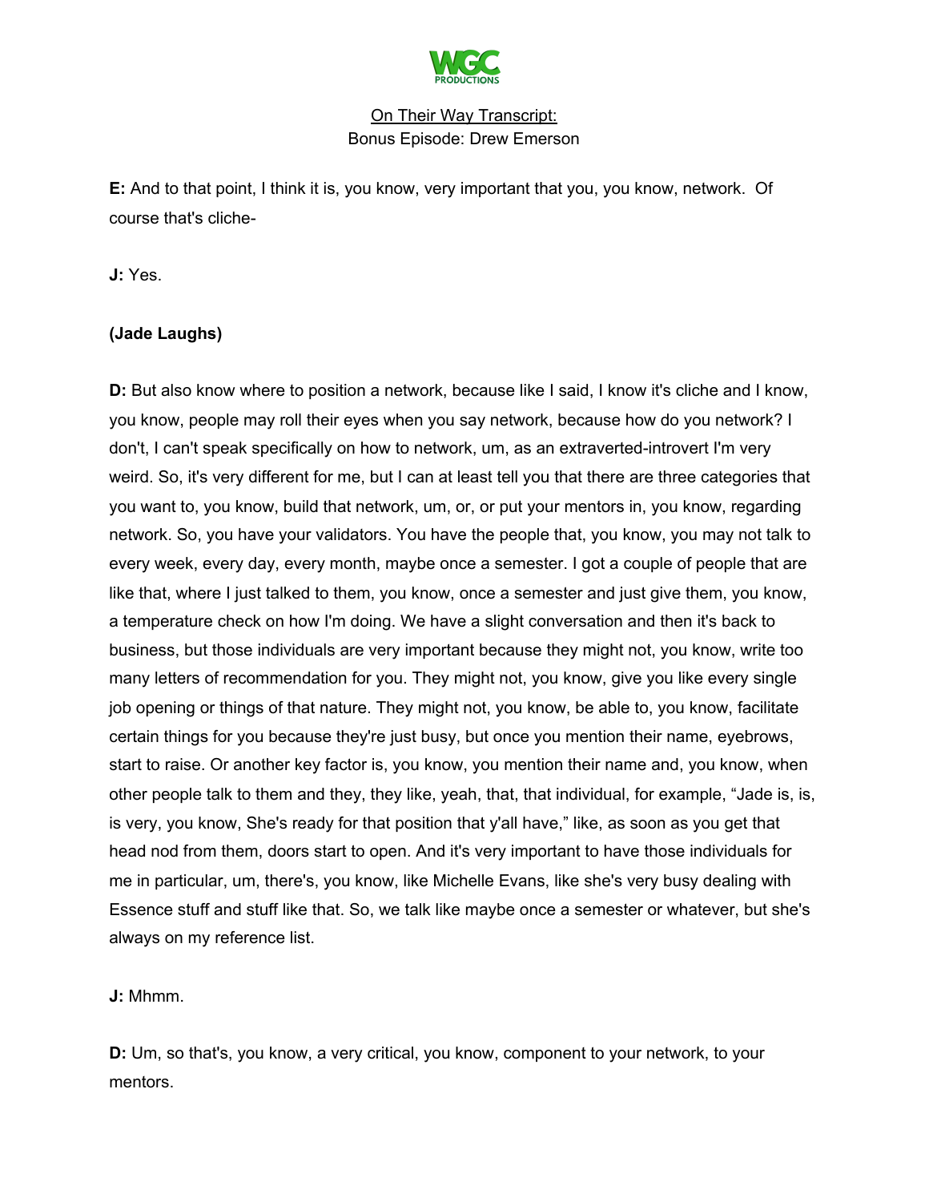**E:** And to that point, I think it is, you know, very important that you, you know, network. Of course that's cliche-

**J:** Yes.

**(Jade Laughs)**

**D:** But also know where to position a network, because like I said, I know it's cliche and I know, you know, people may roll their eyes when you say network, because how do you network? I don't, I can't speak specifically on how to network, um, as an extraverted-introvert I'm very weird. So, it's very different for me, but I can at least tell you that there are three categories that you want to, you know, build that network, um, or, or put your mentors in, you know, regarding network. So, you have your validators. You have the people that, you know, you may not talk to every week, every day, every month, maybe once a semester. I got a couple of people that are like that, where I just talked to them, you know, once a semester and just give them, you know, a temperature check on how I'm doing. We have a slight conversation and then it's back to business, but those individuals are very important because they might not, you know, write too many letters of recommendation for you. They might not, you know, give you like every single job opening or things of that nature. They might not, you know, be able to, you know, facilitate certain things for you because they're just busy, but once you mention their name, eyebrows, start to raise. Or another key factor is, you know, you mention their name and, you know, when other people talk to them and they, they like, yeah, that, that individual, for example, "Jade is, is, is very, you know, She's ready for that position that y'all have," like, as soon as you get that head nod from them, doors start to open. And it's very important to have those individuals for me in particular, um, there's, you know, like Michelle Evans, like she's very busy dealing with Essence stuff and stuff like that. So, we talk like maybe once a semester or whatever, but she's always on my reference list.

**J:** Mhmm.

**D:** Um, so that's, you know, a very critical, you know, component to your network, to your mentors.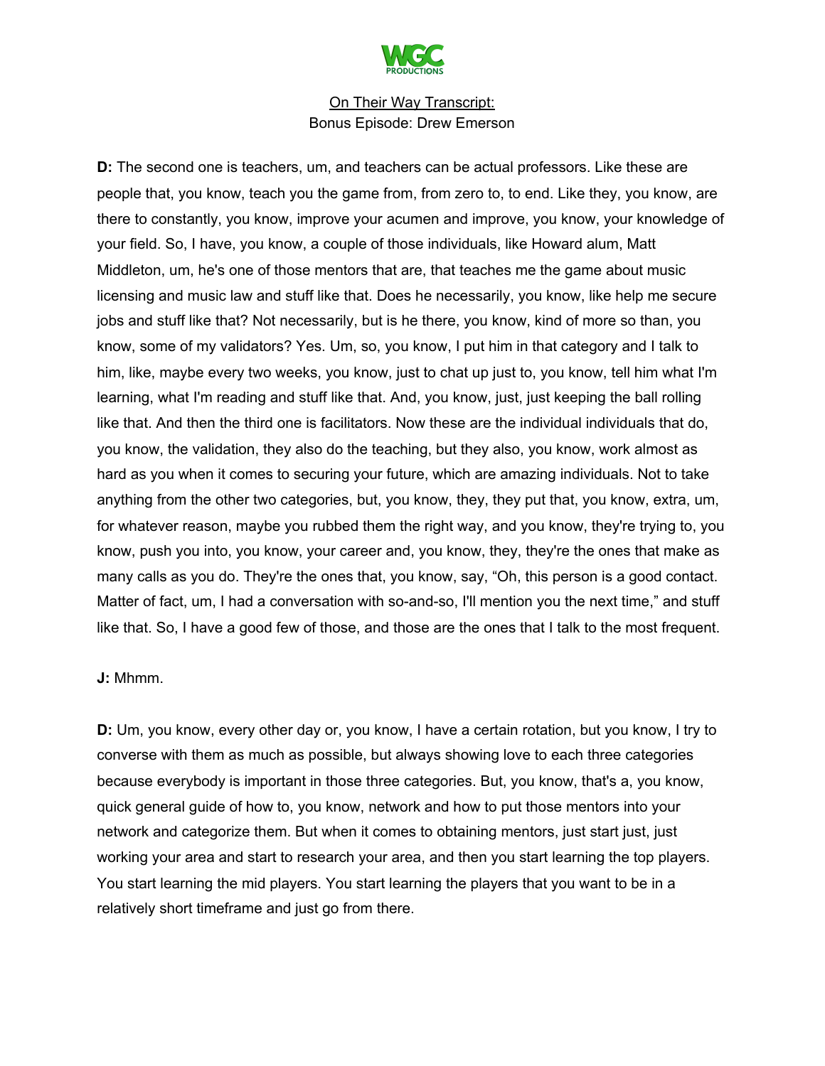**D:** The second one is teachers, um, and teachers can be actual professors. Like these are people that, you know, teach you the game from, from zero to, to end. Like they, you know, are there to constantly, you know, improve your acumen and improve, you know, your knowledge of your field. So, I have, you know, a couple of those individuals, like Howard alum, Matt Middleton, um, he's one of those mentors that are, that teaches me the game about music licensing and music law and stuff like that. Does he necessarily, you know, like help me secure jobs and stuff like that? Not necessarily, but is he there, you know, kind of more so than, you know, some of my validators? Yes. Um, so, you know, I put him in that category and I talk to him, like, maybe every two weeks, you know, just to chat up just to, you know, tell him what I'm learning, what I'm reading and stuff like that. And, you know, just, just keeping the ball rolling like that. And then the third one is facilitators. Now these are the individual individuals that do, you know, the validation, they also do the teaching, but they also, you know, work almost as hard as you when it comes to securing your future, which are amazing individuals. Not to take anything from the other two categories, but, you know, they, they put that, you know, extra, um, for whatever reason, maybe you rubbed them the right way, and you know, they're trying to, you know, push you into, you know, your career and, you know, they, they're the ones that make as many calls as you do. They're the ones that, you know, say, "Oh, this person is a good contact. Matter of fact, um, I had a conversation with so-and-so, I'll mention you the next time," and stuff like that. So, I have a good few of those, and those are the ones that I talk to the most frequent.

**J:** Mhmm.

**D:** Um, you know, every other day or, you know, I have a certain rotation, but you know, I try to converse with them as much as possible, but always showing love to each three categories because everybody is important in those three categories. But, you know, that's a, you know, quick general guide of how to, you know, network and how to put those mentors into your network and categorize them. But when it comes to obtaining mentors, just start just, just working your area and start to research your area, and then you start learning the top players. You start learning the mid players. You start learning the players that you want to be in a relatively short timeframe and just go from there.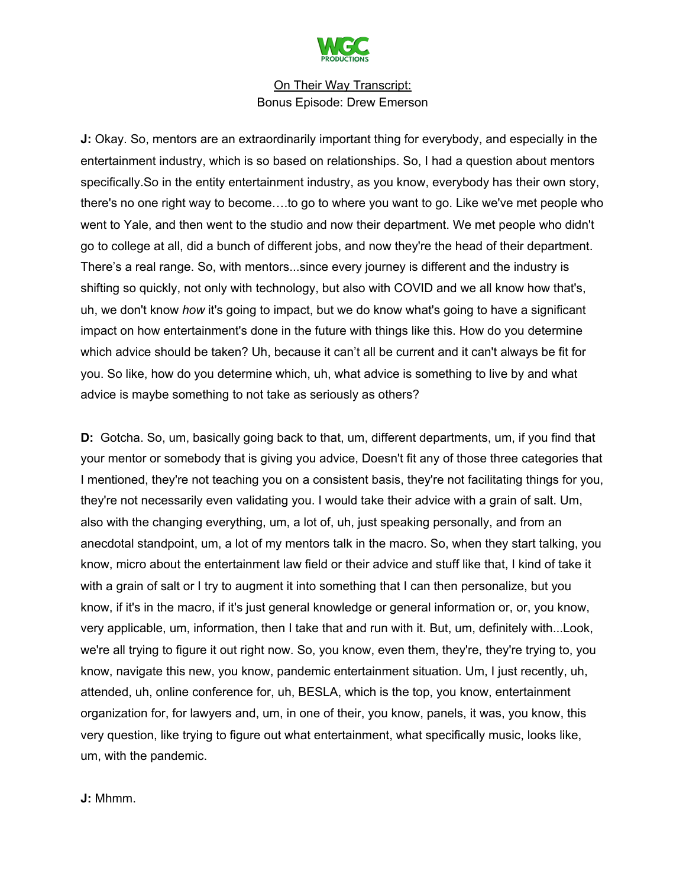On Their Way Transcript:
Bonus Episode: Drew Emerson

**J:** Okay. So, mentors are an extraordinarily important thing for everybody, and especially in the entertainment industry, which is so based on relationships. So, I had a question about mentors specifically.So in the entity entertainment industry, as you know, everybody has their own story, there's no one right way to become….to go to where you want to go. Like we've met people who went to Yale, and then went to the studio and now their department. We met people who didn't go to college at all, did a bunch of different jobs, and now they're the head of their department. There's a real range. So, with mentors...since every journey is different and the industry is shifting so quickly, not only with technology, but also with COVID and we all know how that's, uh, we don't know *how* it's going to impact, but we do know what's going to have a significant impact on how entertainment's done in the future with things like this. How do you determine which advice should be taken? Uh, because it can't all be current and it can't always be fit for you. So like, how do you determine which, uh, what advice is something to live by and what advice is maybe something to not take as seriously as others?

**D:** Gotcha. So, um, basically going back to that, um, different departments, um, if you find that your mentor or somebody that is giving you advice, Doesn't fit any of those three categories that I mentioned, they're not teaching you on a consistent basis, they're not facilitating things for you, they're not necessarily even validating you. I would take their advice with a grain of salt. Um, also with the changing everything, um, a lot of, uh, just speaking personally, and from an anecdotal standpoint, um, a lot of my mentors talk in the macro. So, when they start talking, you know, micro about the entertainment law field or their advice and stuff like that, I kind of take it with a grain of salt or I try to augment it into something that I can then personalize, but you know, if it's in the macro, if it's just general knowledge or general information or, or, you know, very applicable, um, information, then I take that and run with it. But, um, definitely with...Look, we're all trying to figure it out right now. So, you know, even them, they're, they're trying to, you know, navigate this new, you know, pandemic entertainment situation. Um, I just recently, uh, attended, uh, online conference for, uh, BESLA, which is the top, you know, entertainment organization for, for lawyers and, um, in one of their, you know, panels, it was, you know, this very question, like trying to figure out what entertainment, what specifically music, looks like, um, with the pandemic.

**J:** Mhmm.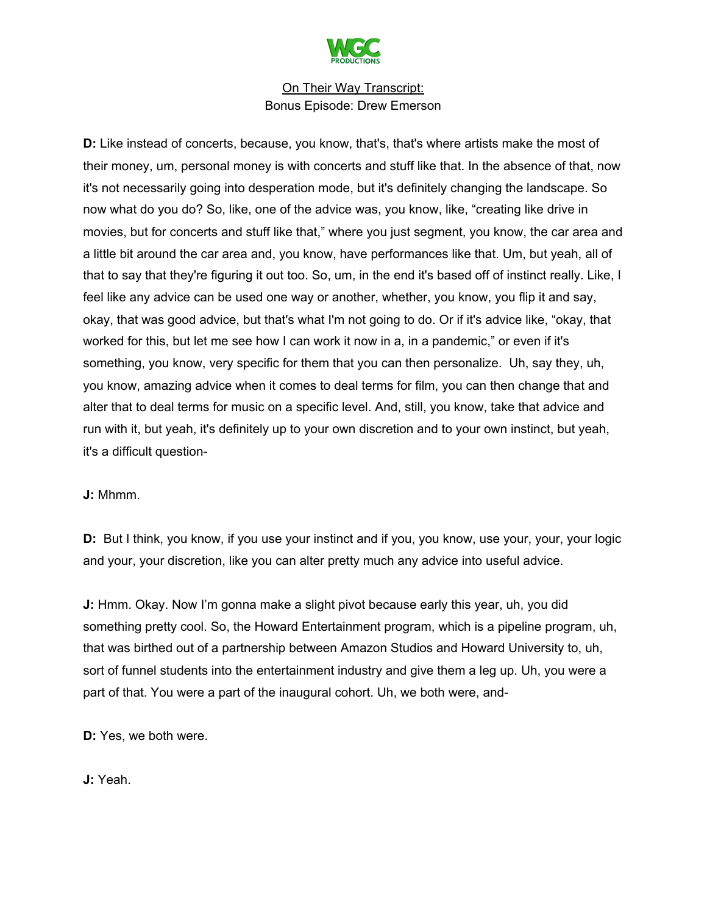**D:** Like instead of concerts, because, you know, that's, that's where artists make the most of their money, um, personal money is with concerts and stuff like that. In the absence of that, now it's not necessarily going into desperation mode, but it's definitely changing the landscape. So now what do you do? So, like, one of the advice was, you know, like, "creating like drive in movies, but for concerts and stuff like that," where you just segment, you know, the car area and a little bit around the car area and, you know, have performances like that. Um, but yeah, all of that to say that they're figuring it out too. So, um, in the end it's based off of instinct really. Like, I feel like any advice can be used one way or another, whether, you know, you flip it and say, okay, that was good advice, but that's what I'm not going to do. Or if it's advice like, "okay, that worked for this, but let me see how I can work it now in a, in a pandemic," or even if it's something, you know, very specific for them that you can then personalize. Uh, say they, uh, you know, amazing advice when it comes to deal terms for film, you can then change that and alter that to deal terms for music on a specific level. And, still, you know, take that advice and run with it, but yeah, it's definitely up to your own discretion and to your own instinct, but yeah, it's a difficult question-

**J:** Mhmm.

**D:** But I think, you know, if you use your instinct and if you, you know, use your, your, your logic and your, your discretion, like you can alter pretty much any advice into useful advice.

**J:** Hmm. Okay. Now I'm gonna make a slight pivot because early this year, uh, you did something pretty cool. So, the Howard Entertainment program, which is a pipeline program, uh, that was birthed out of a partnership between Amazon Studios and Howard University to, uh, sort of funnel students into the entertainment industry and give them a leg up. Uh, you were a part of that. You were a part of the inaugural cohort. Uh, we both were, and-

**D:** Yes, we both were.

**J:** Yeah.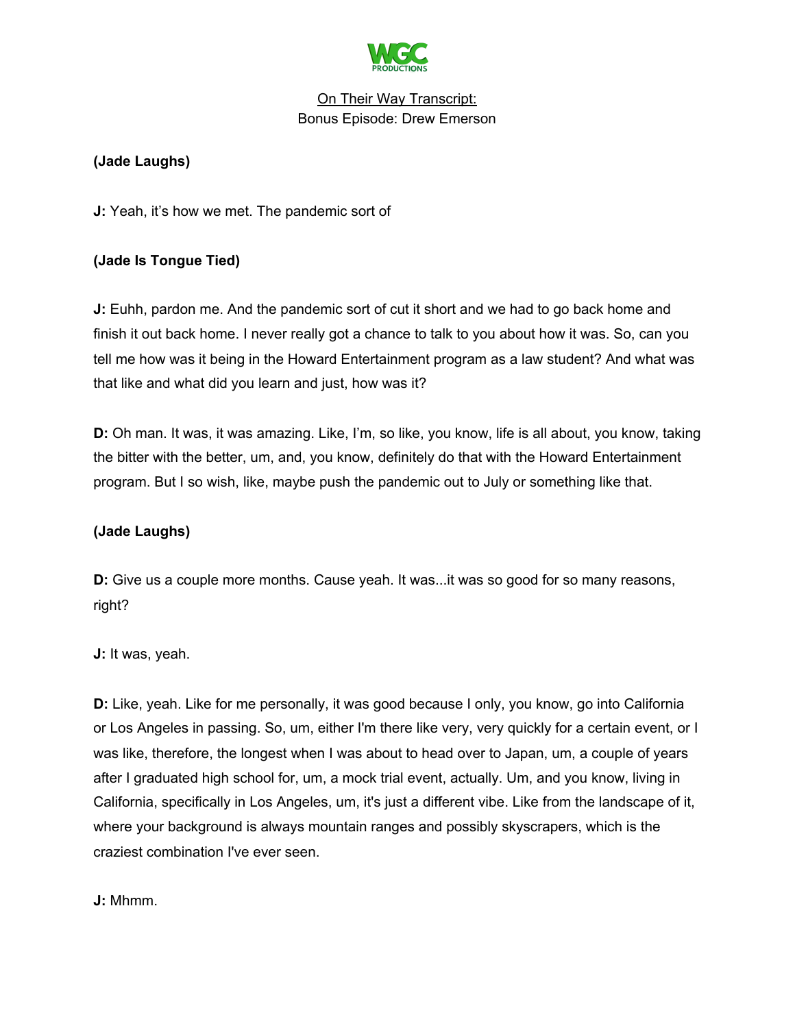**(Jade Laughs)**

**J:** Yeah, it's how we met. The pandemic sort of

**(Jade Is Tongue Tied)**

**J:** Euhh, pardon me. And the pandemic sort of cut it short and we had to go back home and finish it out back home. I never really got a chance to talk to you about how it was. So, can you tell me how was it being in the Howard Entertainment program as a law student? And what was that like and what did you learn and just, how was it?

**D:** Oh man. It was, it was amazing. Like, I'm, so like, you know, life is all about, you know, taking the bitter with the better, um, and, you know, definitely do that with the Howard Entertainment program. But I so wish, like, maybe push the pandemic out to July or something like that.

**(Jade Laughs)**

**D:** Give us a couple more months. Cause yeah. It was...it was so good for so many reasons, right?

**J:** It was, yeah.

**D:** Like, yeah. Like for me personally, it was good because I only, you know, go into California or Los Angeles in passing. So, um, either I'm there like very, very quickly for a certain event, or I was like, therefore, the longest when I was about to head over to Japan, um, a couple of years after I graduated high school for, um, a mock trial event, actually. Um, and you know, living in California, specifically in Los Angeles, um, it's just a different vibe. Like from the landscape of it, where your background is always mountain ranges and possibly skyscrapers, which is the craziest combination I've ever seen.

**J:** Mhmm.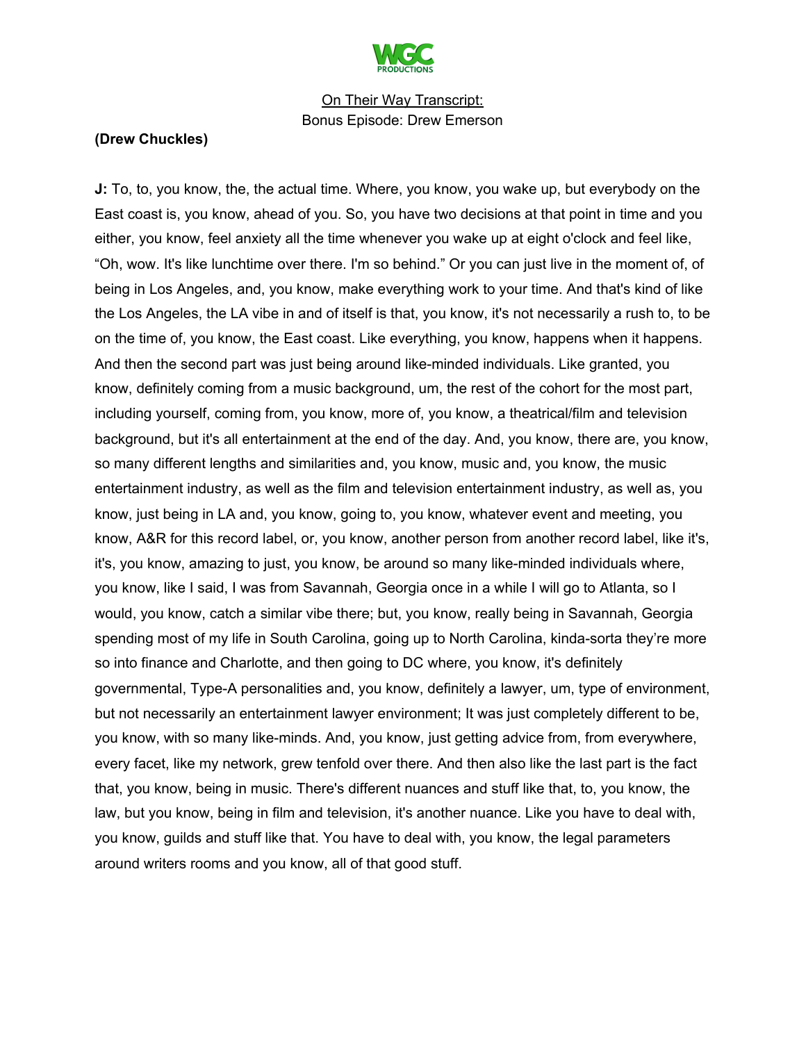**(Drew Chuckles)**

**J:** To, to, you know, the, the actual time. Where, you know, you wake up, but everybody on the East coast is, you know, ahead of you. So, you have two decisions at that point in time and you either, you know, feel anxiety all the time whenever you wake up at eight o'clock and feel like, "Oh, wow. It's like lunchtime over there. I'm so behind." Or you can just live in the moment of, of being in Los Angeles, and, you know, make everything work to your time. And that's kind of like the Los Angeles, the LA vibe in and of itself is that, you know, it's not necessarily a rush to, to be on the time of, you know, the East coast. Like everything, you know, happens when it happens. And then the second part was just being around like-minded individuals. Like granted, you know, definitely coming from a music background, um, the rest of the cohort for the most part, including yourself, coming from, you know, more of, you know, a theatrical/film and television background, but it's all entertainment at the end of the day. And, you know, there are, you know, so many different lengths and similarities and, you know, music and, you know, the music entertainment industry, as well as the film and television entertainment industry, as well as, you know, just being in LA and, you know, going to, you know, whatever event and meeting, you know, A&R for this record label, or, you know, another person from another record label, like it's, it's, you know, amazing to just, you know, be around so many like-minded individuals where, you know, like I said, I was from Savannah, Georgia once in a while I will go to Atlanta, so I would, you know, catch a similar vibe there; but, you know, really being in Savannah, Georgia spending most of my life in South Carolina, going up to North Carolina, kinda-sorta they're more so into finance and Charlotte, and then going to DC where, you know, it's definitely governmental, Type-A personalities and, you know, definitely a lawyer, um, type of environment, but not necessarily an entertainment lawyer environment; It was just completely different to be, you know, with so many like-minds. And, you know, just getting advice from, from everywhere, every facet, like my network, grew tenfold over there. And then also like the last part is the fact that, you know, being in music. There's different nuances and stuff like that, to, you know, the law, but you know, being in film and television, it's another nuance. Like you have to deal with, you know, guilds and stuff like that. You have to deal with, you know, the legal parameters around writers rooms and you know, all of that good stuff.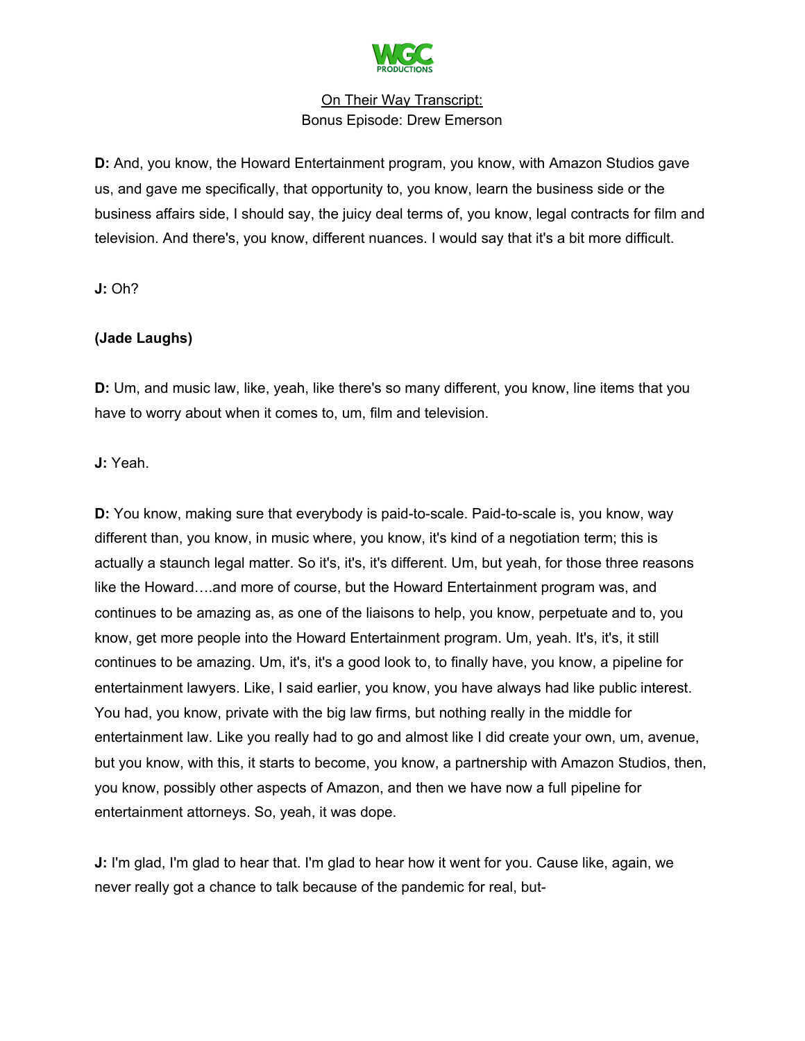**D:** And, you know, the Howard Entertainment program, you know, with Amazon Studios gave us, and gave me specifically, that opportunity to, you know, learn the business side or the business affairs side, I should say, the juicy deal terms of, you know, legal contracts for film and television. And there's, you know, different nuances. I would say that it's a bit more difficult.

**J:** Oh?

**(Jade Laughs)**

**D:** Um, and music law, like, yeah, like there's so many different, you know, line items that you have to worry about when it comes to, um, film and television.

**J:** Yeah.

**D:** You know, making sure that everybody is paid-to-scale. Paid-to-scale is, you know, way different than, you know, in music where, you know, it's kind of a negotiation term; this is actually a staunch legal matter. So it's, it's, it's different. Um, but yeah, for those three reasons like the Howard….and more of course, but the Howard Entertainment program was, and continues to be amazing as, as one of the liaisons to help, you know, perpetuate and to, you know, get more people into the Howard Entertainment program. Um, yeah. It's, it's, it still continues to be amazing. Um, it's, it's a good look to, to finally have, you know, a pipeline for entertainment lawyers. Like, I said earlier, you know, you have always had like public interest. You had, you know, private with the big law firms, but nothing really in the middle for entertainment law. Like you really had to go and almost like I did create your own, um, avenue, but you know, with this, it starts to become, you know, a partnership with Amazon Studios, then, you know, possibly other aspects of Amazon, and then we have now a full pipeline for entertainment attorneys. So, yeah, it was dope.

**J:** I'm glad, I'm glad to hear that. I'm glad to hear how it went for you. Cause like, again, we never really got a chance to talk because of the pandemic for real, but-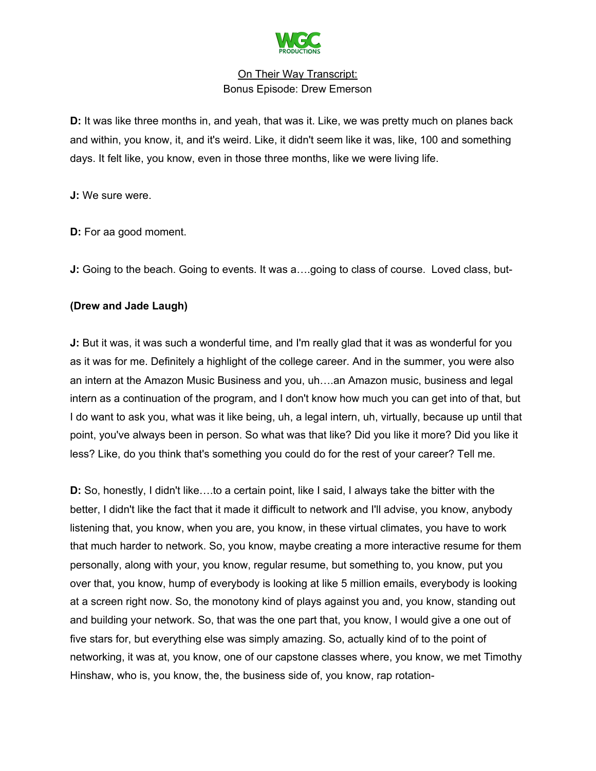**D:** It was like three months in, and yeah, that was it. Like, we was pretty much on planes back and within, you know, it, and it's weird. Like, it didn't seem like it was, like, 100 and something days. It felt like, you know, even in those three months, like we were living life.

**J:** We sure were.

**D:** For aa good moment.

**J:** Going to the beach. Going to events. It was a….going to class of course. Loved class, but-

**(Drew and Jade Laugh)**

**J:** But it was, it was such a wonderful time, and I'm really glad that it was as wonderful for you as it was for me. Definitely a highlight of the college career. And in the summer, you were also an intern at the Amazon Music Business and you, uh….an Amazon music, business and legal intern as a continuation of the program, and I don't know how much you can get into of that, but I do want to ask you, what was it like being, uh, a legal intern, uh, virtually, because up until that point, you've always been in person. So what was that like? Did you like it more? Did you like it less? Like, do you think that's something you could do for the rest of your career? Tell me.

**D:** So, honestly, I didn't like….to a certain point, like I said, I always take the bitter with the better, I didn't like the fact that it made it difficult to network and I'll advise, you know, anybody listening that, you know, when you are, you know, in these virtual climates, you have to work that much harder to network. So, you know, maybe creating a more interactive resume for them personally, along with your, you know, regular resume, but something to, you know, put you over that, you know, hump of everybody is looking at like 5 million emails, everybody is looking at a screen right now. So, the monotony kind of plays against you and, you know, standing out and building your network. So, that was the one part that, you know, I would give a one out of five stars for, but everything else was simply amazing. So, actually kind of to the point of networking, it was at, you know, one of our capstone classes where, you know, we met Timothy Hinshaw, who is, you know, the, the business side of, you know, rap rotation-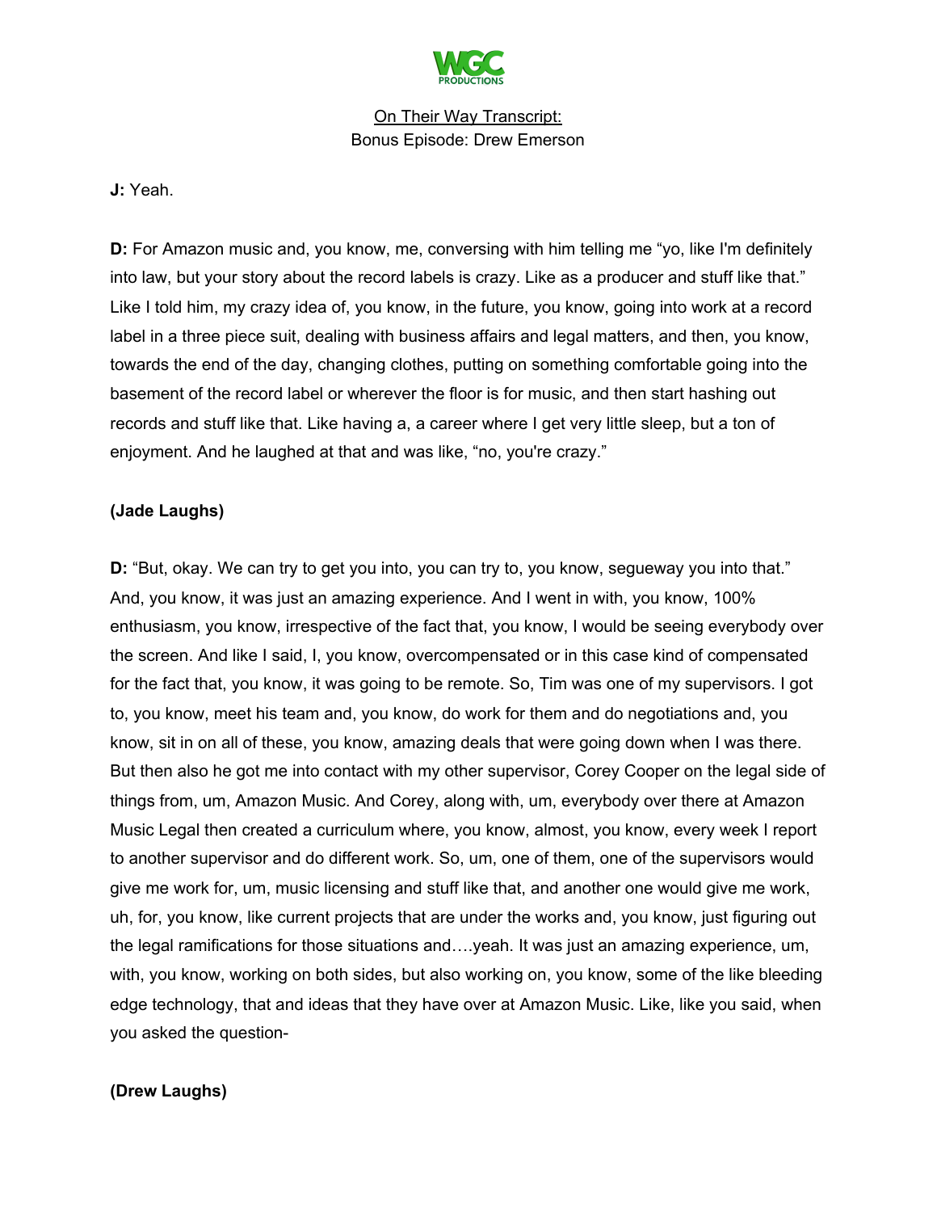**J:** Yeah.

**D:** For Amazon music and, you know, me, conversing with him telling me "yo, like I'm definitely into law, but your story about the record labels is crazy. Like as a producer and stuff like that." Like I told him, my crazy idea of, you know, in the future, you know, going into work at a record label in a three piece suit, dealing with business affairs and legal matters, and then, you know, towards the end of the day, changing clothes, putting on something comfortable going into the basement of the record label or wherever the floor is for music, and then start hashing out records and stuff like that. Like having a, a career where I get very little sleep, but a ton of enjoyment. And he laughed at that and was like, "no, you're crazy."

**(Jade Laughs)**

**D:** "But, okay. We can try to get you into, you can try to, you know, segueway you into that." And, you know, it was just an amazing experience. And I went in with, you know, 100% enthusiasm, you know, irrespective of the fact that, you know, I would be seeing everybody over the screen. And like I said, I, you know, overcompensated or in this case kind of compensated for the fact that, you know, it was going to be remote. So, Tim was one of my supervisors. I got to, you know, meet his team and, you know, do work for them and do negotiations and, you know, sit in on all of these, you know, amazing deals that were going down when I was there. But then also he got me into contact with my other supervisor, Corey Cooper on the legal side of things from, um, Amazon Music. And Corey, along with, um, everybody over there at Amazon Music Legal then created a curriculum where, you know, almost, you know, every week I report to another supervisor and do different work. So, um, one of them, one of the supervisors would give me work for, um, music licensing and stuff like that, and another one would give me work, uh, for, you know, like current projects that are under the works and, you know, just figuring out the legal ramifications for those situations and….yeah. It was just an amazing experience, um, with, you know, working on both sides, but also working on, you know, some of the like bleeding edge technology, that and ideas that they have over at Amazon Music. Like, like you said, when you asked the question-

**(Drew Laughs)**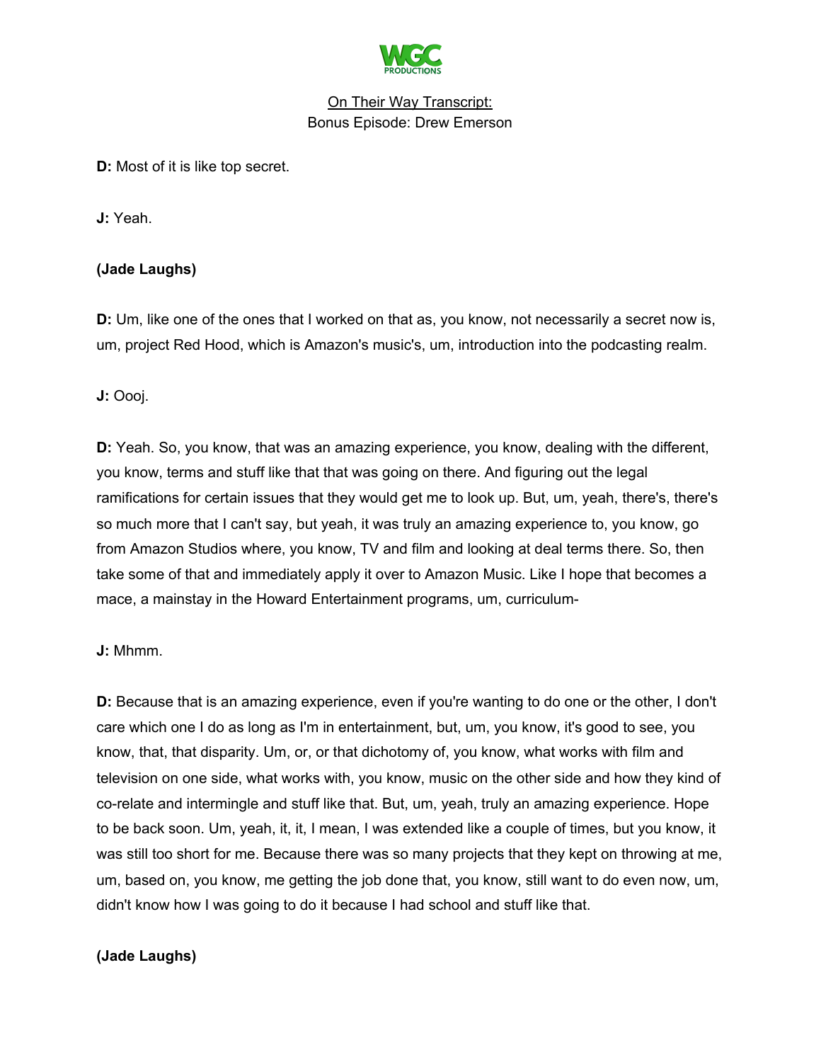**D:** Most of it is like top secret.

**J:** Yeah.

**(Jade Laughs)**

**D:** Um, like one of the ones that I worked on that as, you know, not necessarily a secret now is, um, project Red Hood, which is Amazon's music's, um, introduction into the podcasting realm.

**J:** Oooj.

**D:** Yeah. So, you know, that was an amazing experience, you know, dealing with the different, you know, terms and stuff like that that was going on there. And figuring out the legal ramifications for certain issues that they would get me to look up. But, um, yeah, there's, there's so much more that I can't say, but yeah, it was truly an amazing experience to, you know, go from Amazon Studios where, you know, TV and film and looking at deal terms there. So, then take some of that and immediately apply it over to Amazon Music. Like I hope that becomes a mace, a mainstay in the Howard Entertainment programs, um, curriculum-

**J:** Mhmm.

**D:** Because that is an amazing experience, even if you're wanting to do one or the other, I don't care which one I do as long as I'm in entertainment, but, um, you know, it's good to see, you know, that, that disparity. Um, or, or that dichotomy of, you know, what works with film and television on one side, what works with, you know, music on the other side and how they kind of co-relate and intermingle and stuff like that. But, um, yeah, truly an amazing experience. Hope to be back soon. Um, yeah, it, it, I mean, I was extended like a couple of times, but you know, it was still too short for me. Because there was so many projects that they kept on throwing at me, um, based on, you know, me getting the job done that, you know, still want to do even now, um, didn't know how I was going to do it because I had school and stuff like that.

**(Jade Laughs)**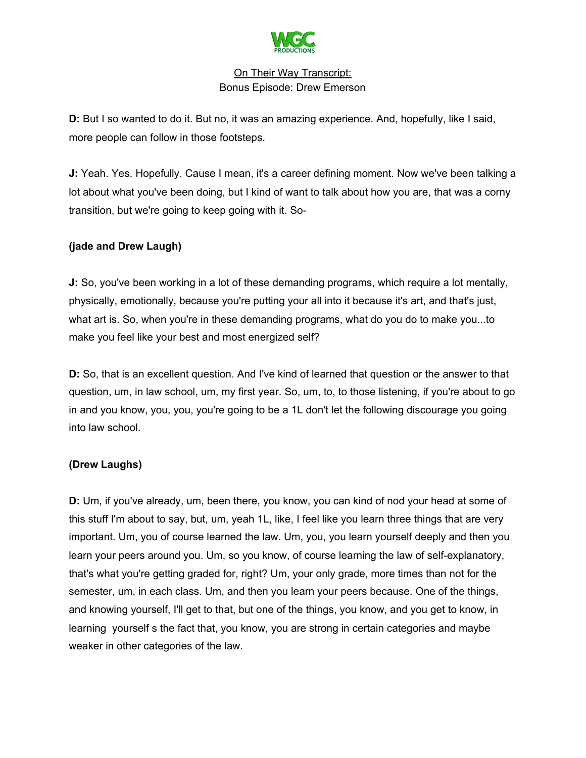**D:** But I so wanted to do it. But no, it was an amazing experience. And, hopefully, like I said, more people can follow in those footsteps.

**J:** Yeah. Yes. Hopefully. Cause I mean, it's a career defining moment. Now we've been talking a lot about what you've been doing, but I kind of want to talk about how you are, that was a corny transition, but we're going to keep going with it. So-

**(jade and Drew Laugh)**

**J:** So, you've been working in a lot of these demanding programs, which require a lot mentally, physically, emotionally, because you're putting your all into it because it's art, and that's just, what art is. So, when you're in these demanding programs, what do you do to make you...to make you feel like your best and most energized self?

**D:** So, that is an excellent question. And I've kind of learned that question or the answer to that question, um, in law school, um, my first year. So, um, to, to those listening, if you're about to go in and you know, you, you, you're going to be a 1L don't let the following discourage you going into law school.

**(Drew Laughs)**

**D:** Um, if you've already, um, been there, you know, you can kind of nod your head at some of this stuff I'm about to say, but, um, yeah 1L, like, I feel like you learn three things that are very important. Um, you of course learned the law. Um, you, you learn yourself deeply and then you learn your peers around you. Um, so you know, of course learning the law of self-explanatory, that's what you're getting graded for, right? Um, your only grade, more times than not for the semester, um, in each class. Um, and then you learn your peers because. One of the things, and knowing yourself, I'll get to that, but one of the things, you know, and you get to know, in learning yourself s the fact that, you know, you are strong in certain categories and maybe weaker in other categories of the law.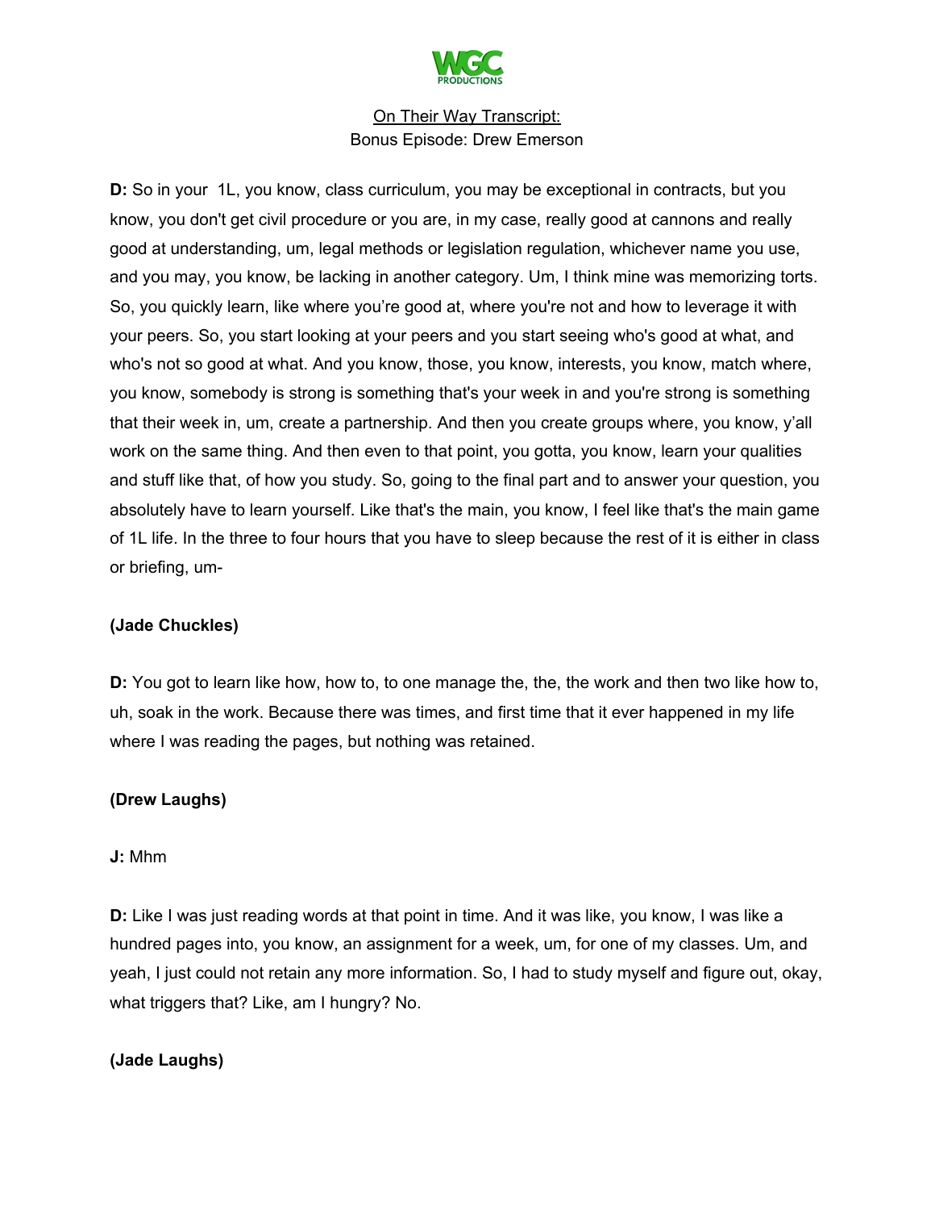<u>On Their Way Transcript:</u>
Bonus Episode: Drew Emerson

**D:** So in your  1L, you know, class curriculum, you may be exceptional in contracts, but you know, you don't get civil procedure or you are, in my case, really good at cannons and really good at understanding, um, legal methods or legislation regulation, whichever name you use, and you may, you know, be lacking in another category. Um, I think mine was memorizing torts. So, you quickly learn, like where you're good at, where you're not and how to leverage it with your peers. So, you start looking at your peers and you start seeing who's good at what, and who's not so good at what. And you know, those, you know, interests, you know, match where, you know, somebody is strong is something that's your week in and you're strong is something that their week in, um, create a partnership. And then you create groups where, you know, y'all work on the same thing. And then even to that point, you gotta, you know, learn your qualities and stuff like that, of how you study. So, going to the final part and to answer your question, you absolutely have to learn yourself. Like that's the main, you know, I feel like that's the main game of 1L life. In the three to four hours that you have to sleep because the rest of it is either in class or briefing, um-

**(Jade Chuckles)**

**D:** You got to learn like how, how to, to one manage the, the, the work and then two like how to, uh, soak in the work. Because there was times, and first time that it ever happened in my life where I was reading the pages, but nothing was retained.

**(Drew Laughs)**

**J:** Mhm

**D:** Like I was just reading words at that point in time. And it was like, you know, I was like a hundred pages into, you know, an assignment for a week, um, for one of my classes. Um, and yeah, I just could not retain any more information. So, I had to study myself and figure out, okay, what triggers that? Like, am I hungry? No.

**(Jade Laughs)**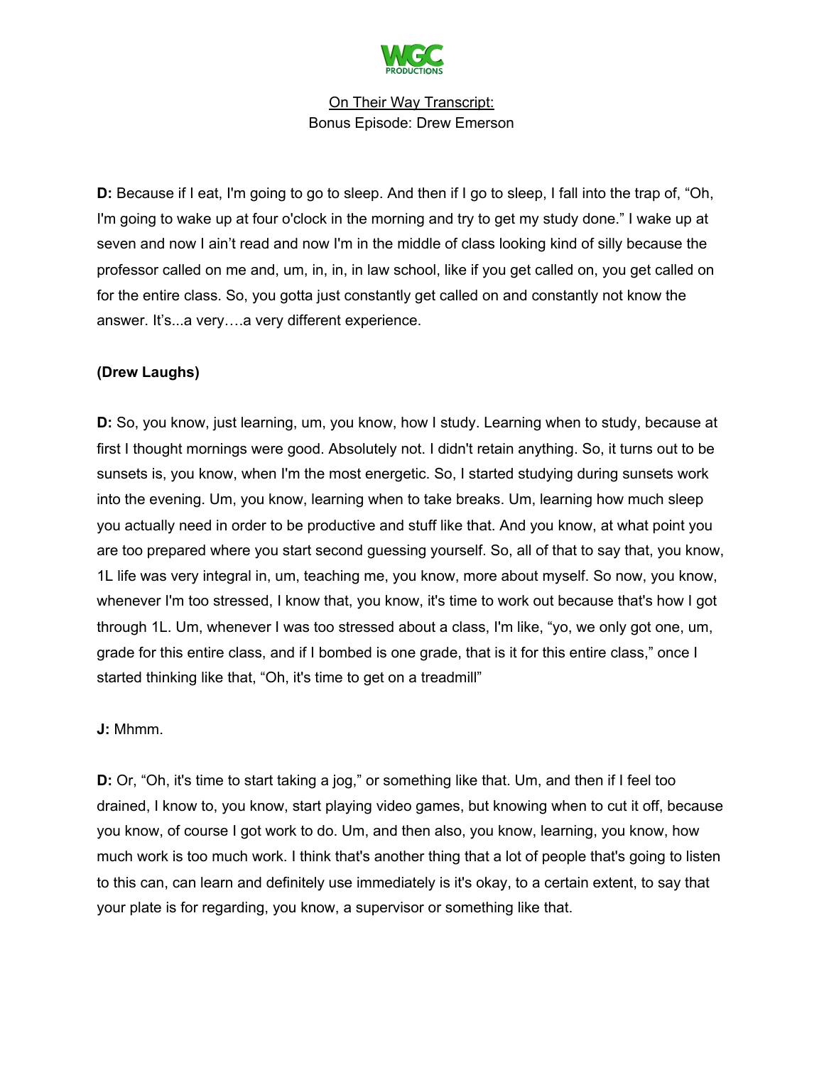**D:** Because if I eat, I'm going to go to sleep. And then if I go to sleep, I fall into the trap of, "Oh, I'm going to wake up at four o'clock in the morning and try to get my study done." I wake up at seven and now I ain't read and now I'm in the middle of class looking kind of silly because the professor called on me and, um, in, in, in law school, like if you get called on, you get called on for the entire class. So, you gotta just constantly get called on and constantly not know the answer. It's...a very….a very different experience.

**(Drew Laughs)**

**D:** So, you know, just learning, um, you know, how I study. Learning when to study, because at first I thought mornings were good. Absolutely not. I didn't retain anything. So, it turns out to be sunsets is, you know, when I'm the most energetic. So, I started studying during sunsets work into the evening. Um, you know, learning when to take breaks. Um, learning how much sleep you actually need in order to be productive and stuff like that. And you know, at what point you are too prepared where you start second guessing yourself. So, all of that to say that, you know, 1L life was very integral in, um, teaching me, you know, more about myself. So now, you know, whenever I'm too stressed, I know that, you know, it's time to work out because that's how I got through 1L. Um, whenever I was too stressed about a class, I'm like, "yo, we only got one, um, grade for this entire class, and if I bombed is one grade, that is it for this entire class," once I started thinking like that, "Oh, it's time to get on a treadmill"

**J:** Mhmm.

**D:** Or, "Oh, it's time to start taking a jog," or something like that. Um, and then if I feel too drained, I know to, you know, start playing video games, but knowing when to cut it off, because you know, of course I got work to do. Um, and then also, you know, learning, you know, how much work is too much work. I think that's another thing that a lot of people that's going to listen to this can, can learn and definitely use immediately is it's okay, to a certain extent, to say that your plate is for regarding, you know, a supervisor or something like that.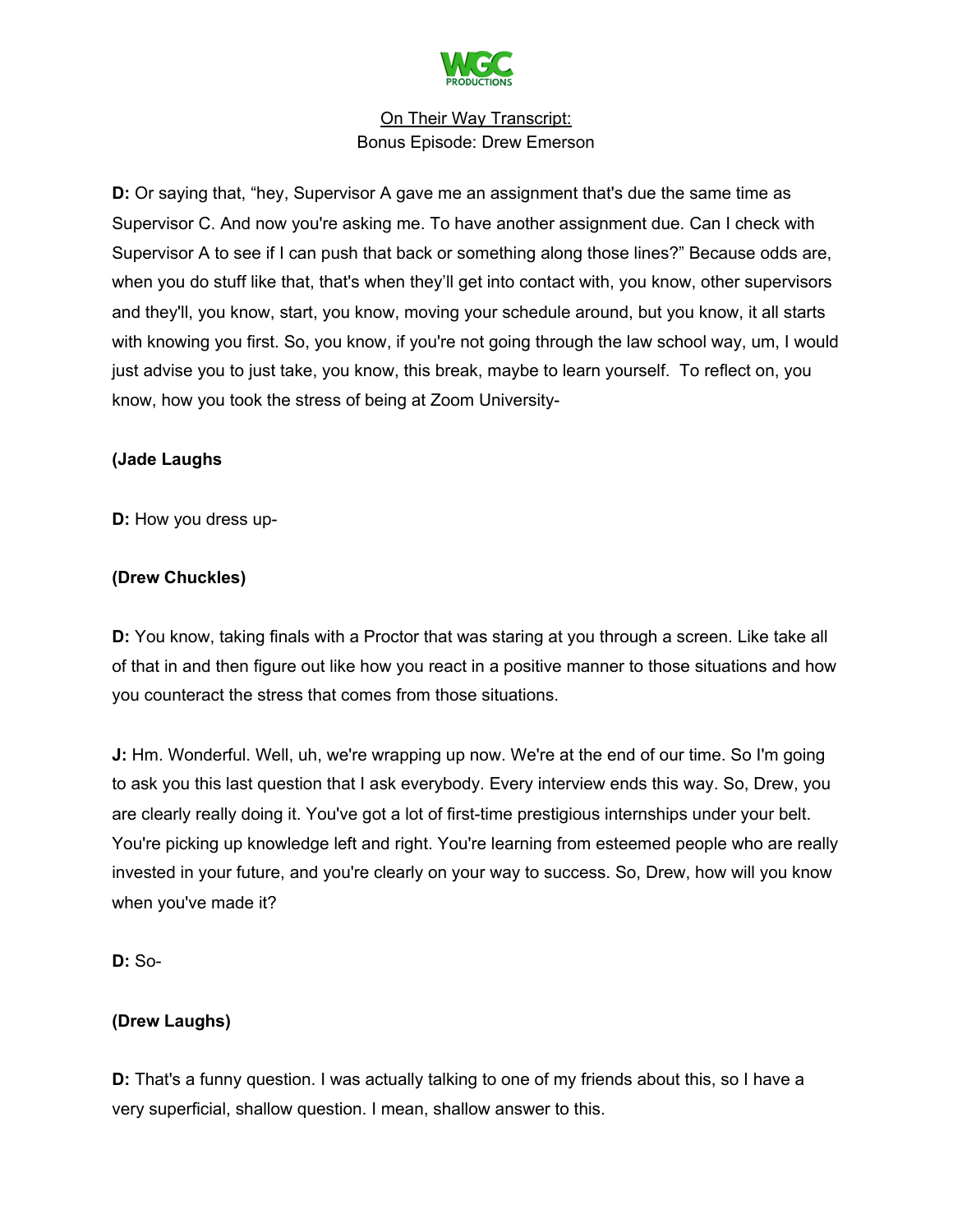**D:** Or saying that, "hey, Supervisor A gave me an assignment that's due the same time as Supervisor C. And now you're asking me. To have another assignment due. Can I check with Supervisor A to see if I can push that back or something along those lines?" Because odds are, when you do stuff like that, that's when they'll get into contact with, you know, other supervisors and they'll, you know, start, you know, moving your schedule around, but you know, it all starts with knowing you first. So, you know, if you're not going through the law school way, um, I would just advise you to just take, you know, this break, maybe to learn yourself.  To reflect on, you know, how you took the stress of being at Zoom University-

**(Jade Laughs**

**D:** How you dress up-

**(Drew Chuckles)**

**D:** You know, taking finals with a Proctor that was staring at you through a screen. Like take all of that in and then figure out like how you react in a positive manner to those situations and how you counteract the stress that comes from those situations.

**J:** Hm. Wonderful. Well, uh, we're wrapping up now. We're at the end of our time. So I'm going to ask you this last question that I ask everybody. Every interview ends this way. So, Drew, you are clearly really doing it. You've got a lot of first-time prestigious internships under your belt. You're picking up knowledge left and right. You're learning from esteemed people who are really invested in your future, and you're clearly on your way to success. So, Drew, how will you know when you've made it?

**D:** So-

**(Drew Laughs)**

**D:** That's a funny question. I was actually talking to one of my friends about this, so I have a very superficial, shallow question. I mean, shallow answer to this.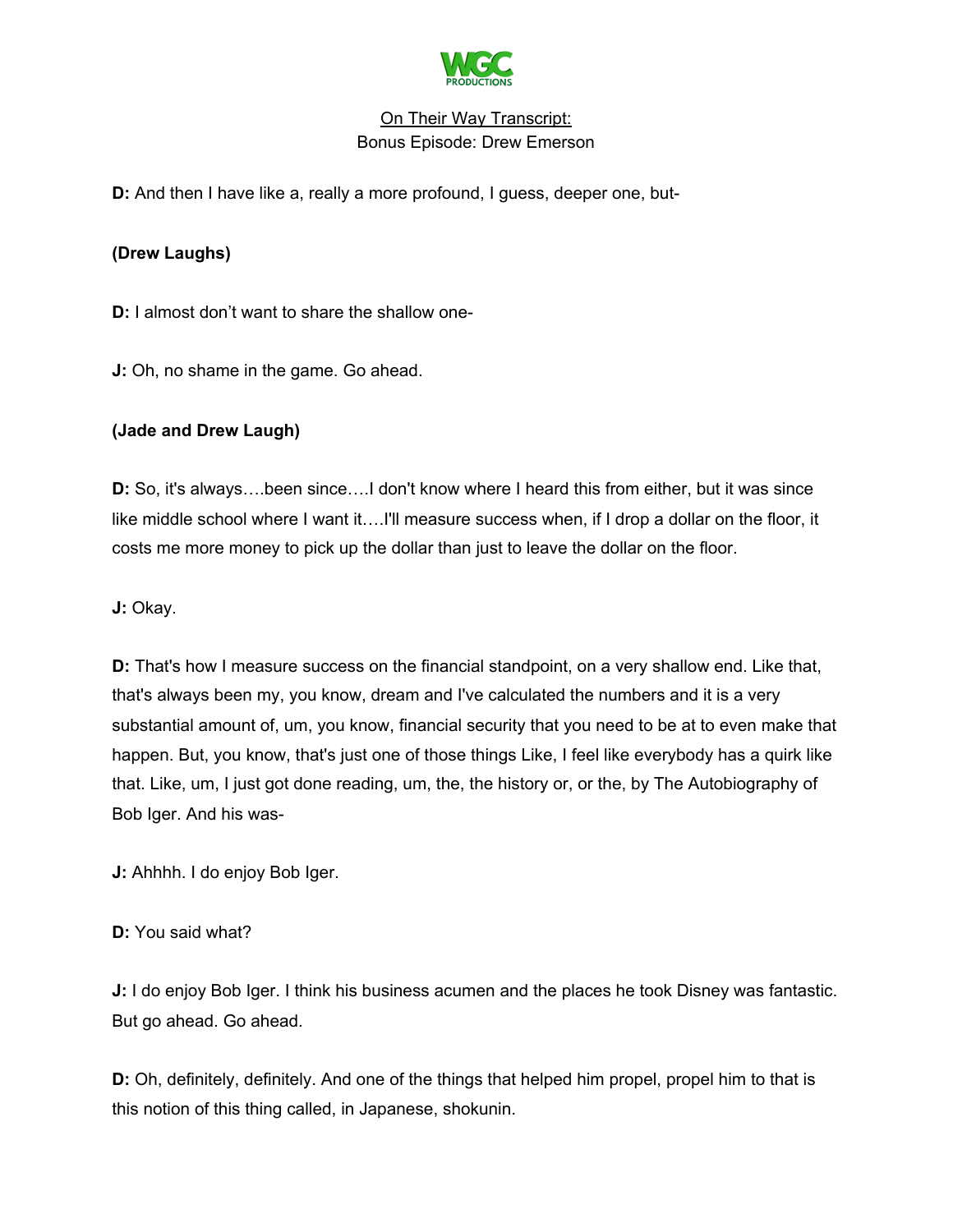**D:** And then I have like a, really a more profound, I guess, deeper one, but-

**(Drew Laughs)**

**D:** I almost don't want to share the shallow one-

**J:** Oh, no shame in the game. Go ahead.

**(Jade and Drew Laugh)**

**D:** So, it's always….been since….I don't know where I heard this from either, but it was since like middle school where I want it….I'll measure success when, if I drop a dollar on the floor, it costs me more money to pick up the dollar than just to leave the dollar on the floor.

**J:** Okay.

**D:** That's how I measure success on the financial standpoint, on a very shallow end. Like that, that's always been my, you know, dream and I've calculated the numbers and it is a very substantial amount of, um, you know, financial security that you need to be at to even make that happen. But, you know, that's just one of those things Like, I feel like everybody has a quirk like that. Like, um, I just got done reading, um, the, the history or, or the, by The Autobiography of Bob Iger. And his was-

**J:** Ahhhh. I do enjoy Bob Iger.

**D:** You said what?

**J:** I do enjoy Bob Iger. I think his business acumen and the places he took Disney was fantastic. But go ahead. Go ahead.

**D:** Oh, definitely, definitely. And one of the things that helped him propel, propel him to that is this notion of this thing called, in Japanese, shokunin.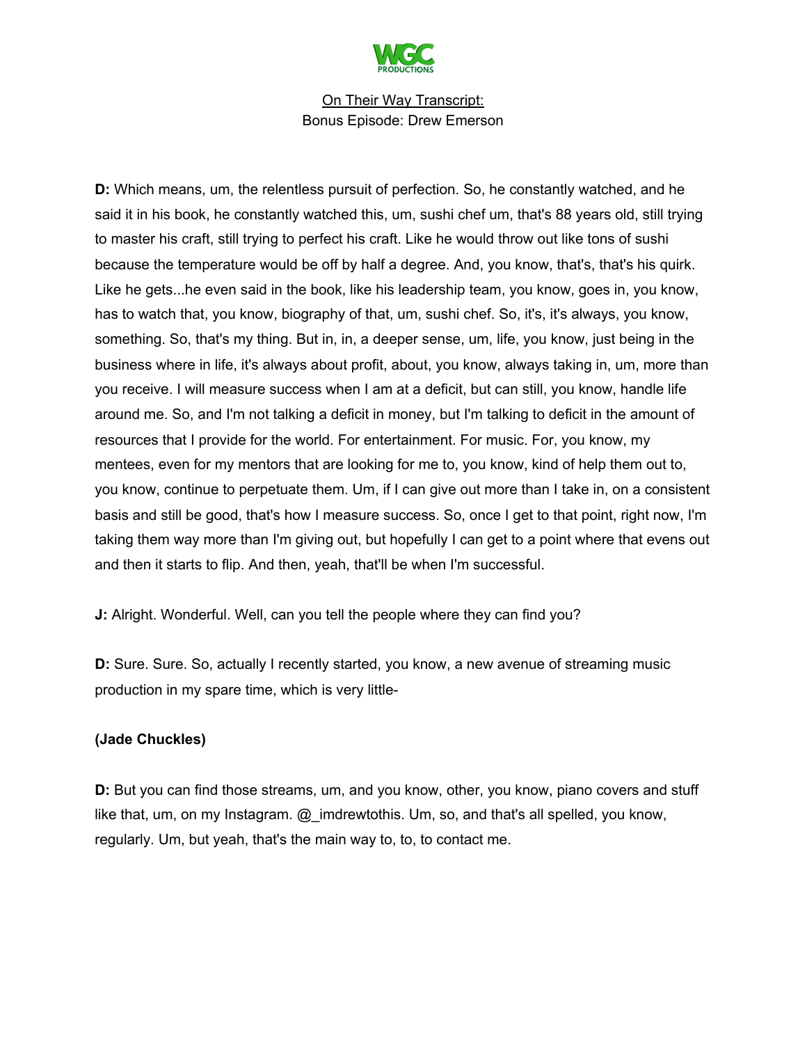D: Which means, um, the relentless pursuit of perfection. So, he constantly watched, and he said it in his book, he constantly watched this, um, sushi chef um, that's 88 years old, still trying to master his craft, still trying to perfect his craft. Like he would throw out like tons of sushi because the temperature would be off by half a degree. And, you know, that's, that's his quirk. Like he gets...he even said in the book, like his leadership team, you know, goes in, you know, has to watch that, you know, biography of that, um, sushi chef. So, it's, it's always, you know, something. So, that's my thing. But in, in, a deeper sense, um, life, you know, just being in the business where in life, it's always about profit, about, you know, always taking in, um, more than you receive. I will measure success when I am at a deficit, but can still, you know, handle life around me. So, and I'm not talking a deficit in money, but I'm talking to deficit in the amount of resources that I provide for the world. For entertainment. For music. For, you know, my mentees, even for my mentors that are looking for me to, you know, kind of help them out to, you know, continue to perpetuate them. Um, if I can give out more than I take in, on a consistent basis and still be good, that's how I measure success. So, once I get to that point, right now, I'm taking them way more than I'm giving out, but hopefully I can get to a point where that evens out and then it starts to flip. And then, yeah, that'll be when I'm successful.

**J:** Alright. Wonderful. Well, can you tell the people where they can find you?

**D:** Sure. Sure. So, actually I recently started, you know, a new avenue of streaming music production in my spare time, which is very little-

**(Jade Chuckles)**

**D:** But you can find those streams, um, and you know, other, you know, piano covers and stuff like that, um, on my Instagram. @_imdrewtothis. Um, so, and that's all spelled, you know, regularly. Um, but yeah, that's the main way to, to, to contact me.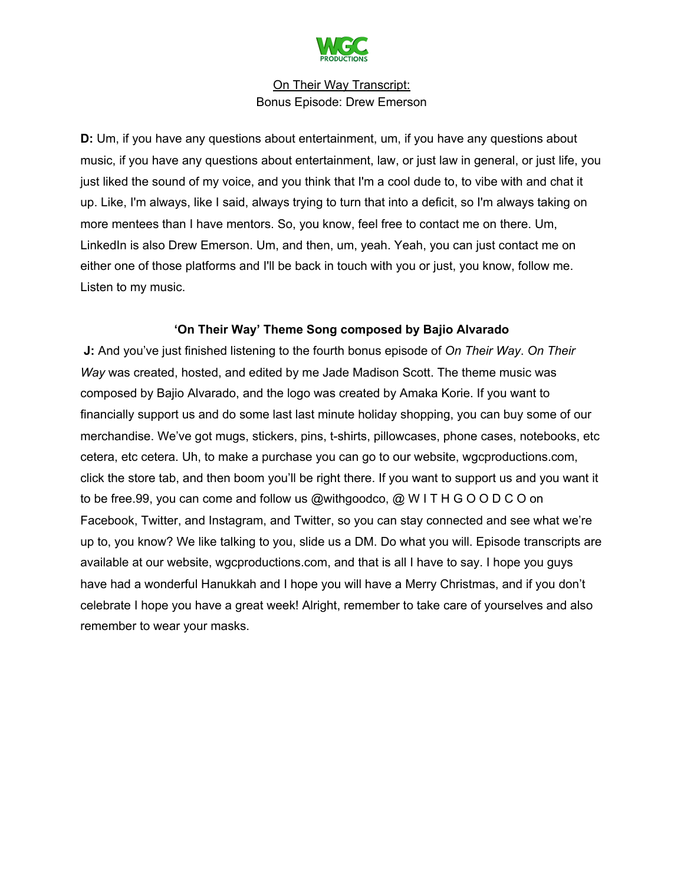On Their Way Transcript:
Bonus Episode: Drew Emerson

**D:** Um, if you have any questions about entertainment, um, if you have any questions about music, if you have any questions about entertainment, law, or just law in general, or just life, you just liked the sound of my voice, and you think that I'm a cool dude to, to vibe with and chat it up. Like, I'm always, like I said, always trying to turn that into a deficit, so I'm always taking on more mentees than I have mentors. So, you know, feel free to contact me on there. Um, LinkedIn is also Drew Emerson. Um, and then, um, yeah. Yeah, you can just contact me on either one of those platforms and I'll be back in touch with you or just, you know, follow me. Listen to my music.

**'On Their Way' Theme Song composed by Bajio Alvarado**

**J:** And you've just finished listening to the fourth bonus episode of *On Their Way*. *On Their Way* was created, hosted, and edited by me Jade Madison Scott. The theme music was composed by Bajio Alvarado, and the logo was created by Amaka Korie. If you want to financially support us and do some last last minute holiday shopping, you can buy some of our merchandise. We've got mugs, stickers, pins, t-shirts, pillowcases, phone cases, notebooks, etc cetera, etc cetera. Uh, to make a purchase you can go to our website, wgcproductions.com, click the store tab, and then boom you'll be right there. If you want to support us and you want it to be free.99, you can come and follow us @withgoodco, @ W I T H G O O D C O on Facebook, Twitter, and Instagram, and Twitter, so you can stay connected and see what we're up to, you know? We like talking to you, slide us a DM. Do what you will. Episode transcripts are available at our website, wgcproductions.com, and that is all I have to say. I hope you guys have had a wonderful Hanukkah and I hope you will have a Merry Christmas, and if you don't celebrate I hope you have a great week! Alright, remember to take care of yourselves and also remember to wear your masks.